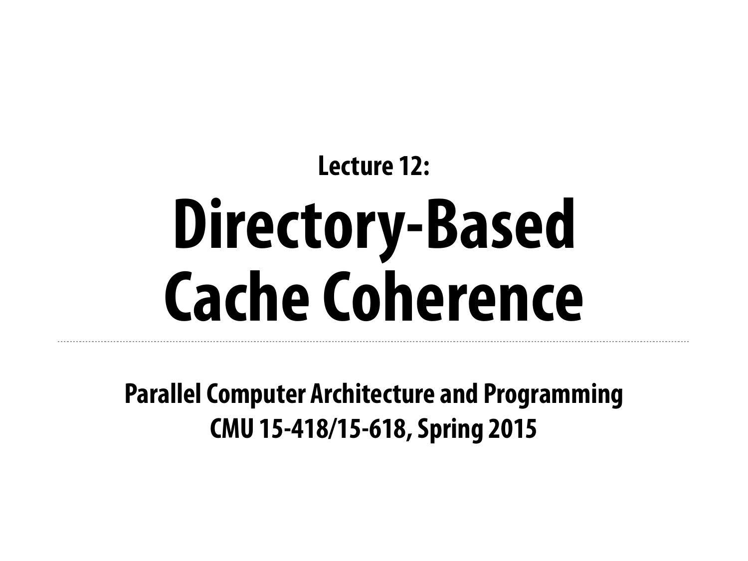**Lecture 12:**

# Directory-Based Cache Coherence

**Parallel Computer Architecture and Programming**
**CMU 15-418/15-618, Spring 2015**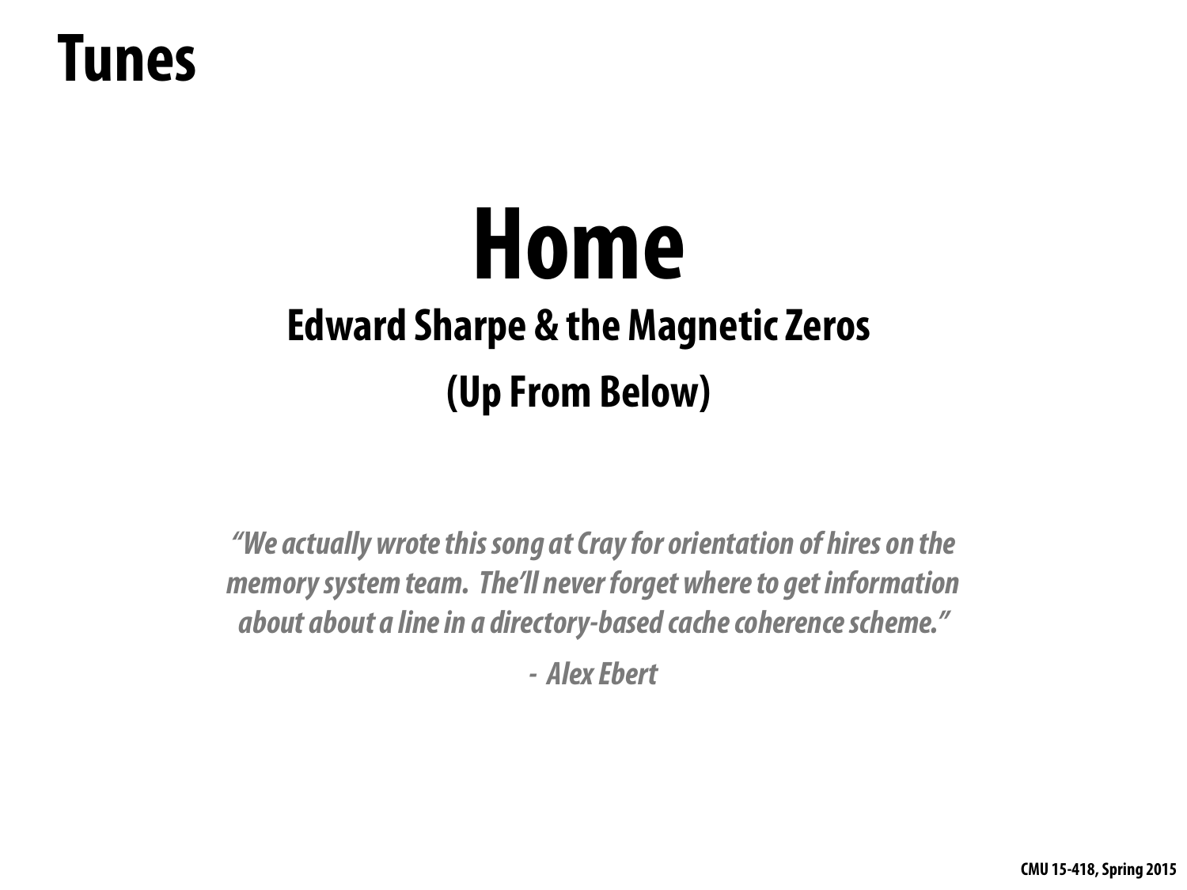# Tunes

## Home

### Edward Sharpe & the Magnetic Zeros

### (Up From Below)

*"We actually wrote this song at Cray for orientation of hires on the memory system team. The'll never forget where to get information about about a line in a directory-based cache coherence scheme."*

*- Alex Ebert*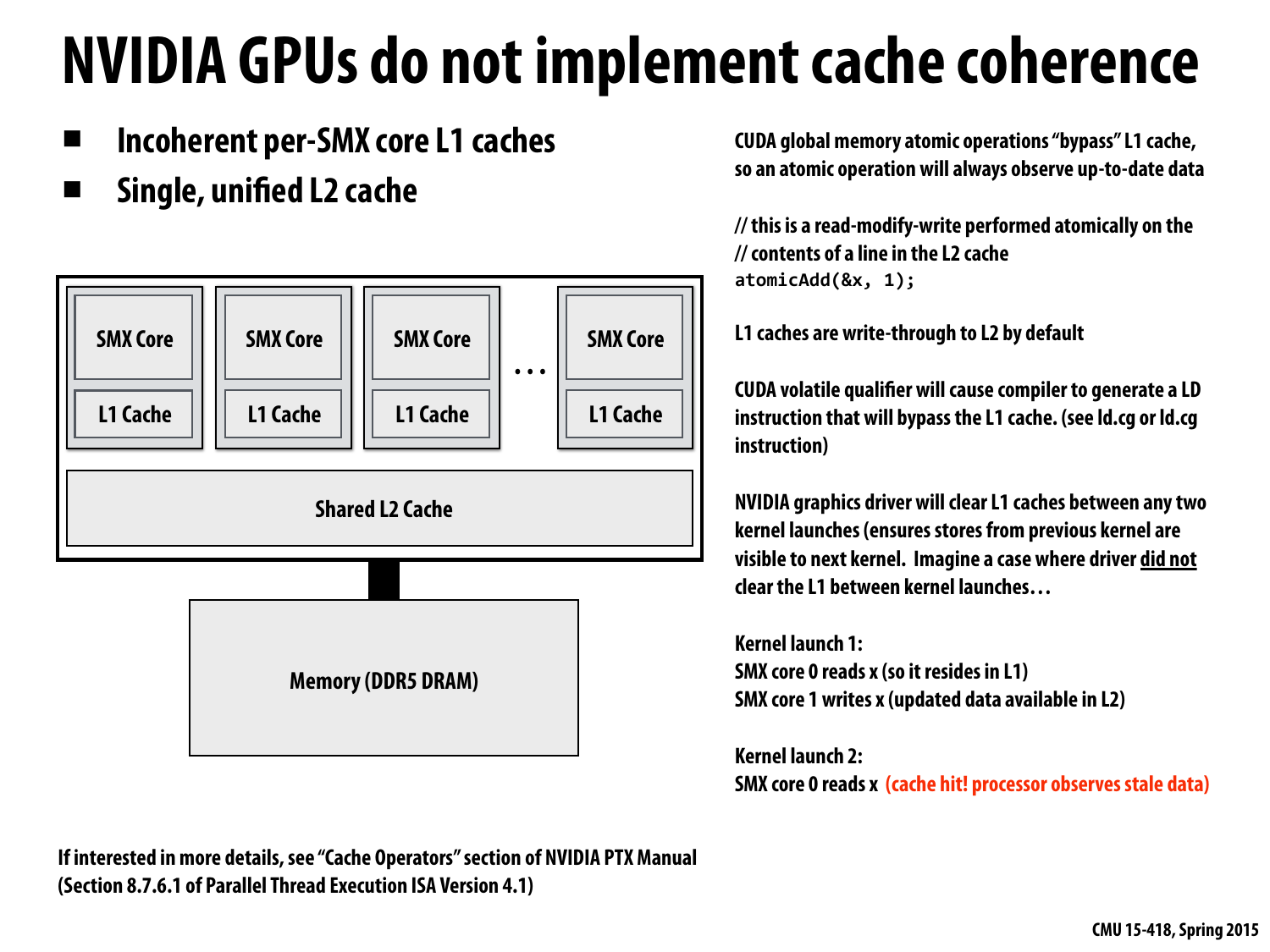# NVIDIA GPUs do not implement cache coherence

- **Incoherent per-SMX core L1 caches**
- **Single, unified L2 cache**

| SMX Core | SMX Core | SMX Core | ... | SMX Core |
|---|---|---|---|---|
| L1 Cache | L1 Cache | L1 Cache | | L1 Cache |
| Shared L2 Cache | | | | |

Memory (DDR5 DRAM)

CUDA global memory atomic operations "bypass" L1 cache, so an atomic operation will always observe up-to-date data

```
// this is a read-modify-write performed atomically on the
// contents of a line in the L2 cache
atomicAdd(&x, 1);
```

L1 caches are write-through to L2 by default

CUDA volatile qualifier will cause compiler to generate a LD instruction that will bypass the L1 cache. (see ld.cg or ld.cg instruction)

NVIDIA graphics driver will clear L1 caches between any two kernel launches (ensures stores from previous kernel are visible to next kernel. Imagine a case where driver <u>did not</u> clear the L1 between kernel launches…

Kernel launch 1:
SMX core 0 reads x (so it resides in L1)
SMX core 1 writes x (updated data available in L2)

Kernel launch 2:
SMX core 0 reads x (cache hit! processor observes stale data)

If interested in more details, see "Cache Operators" section of NVIDIA PTX Manual (Section 8.7.6.1 of Parallel Thread Execution ISA Version 4.1)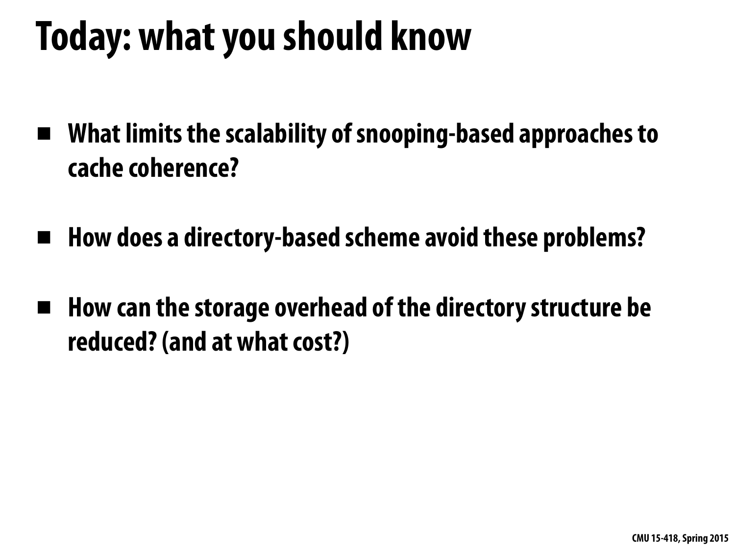# Today: what you should know

- **What limits the scalability of snooping-based approaches to cache coherence?**
- **How does a directory-based scheme avoid these problems?**
- **How can the storage overhead of the directory structure be reduced? (and at what cost?)**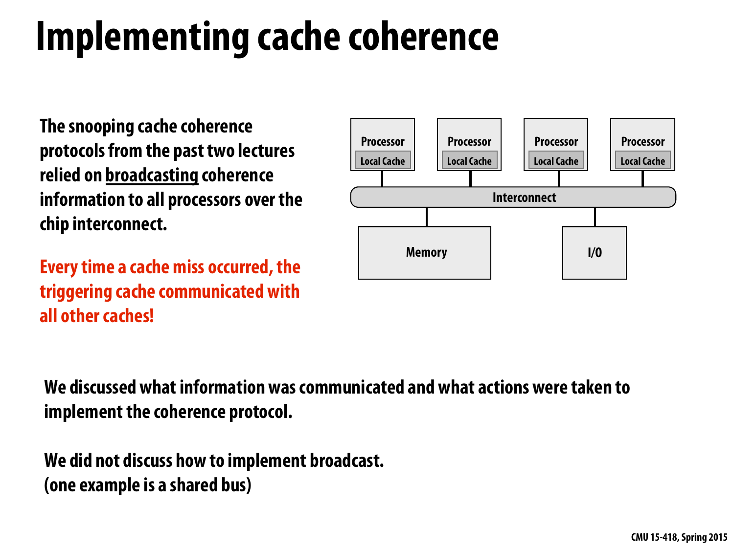# Implementing cache coherence

The snooping cache coherence protocols from the past two lectures relied on <u>broadcasting</u> coherence information to all processors over the chip interconnect.

**Every time a cache miss occurred, the triggering cache communicated with all other caches!**

We discussed what information was communicated and what actions were taken to implement the coherence protocol.

We did not discuss how to implement broadcast.
(one example is a shared bus)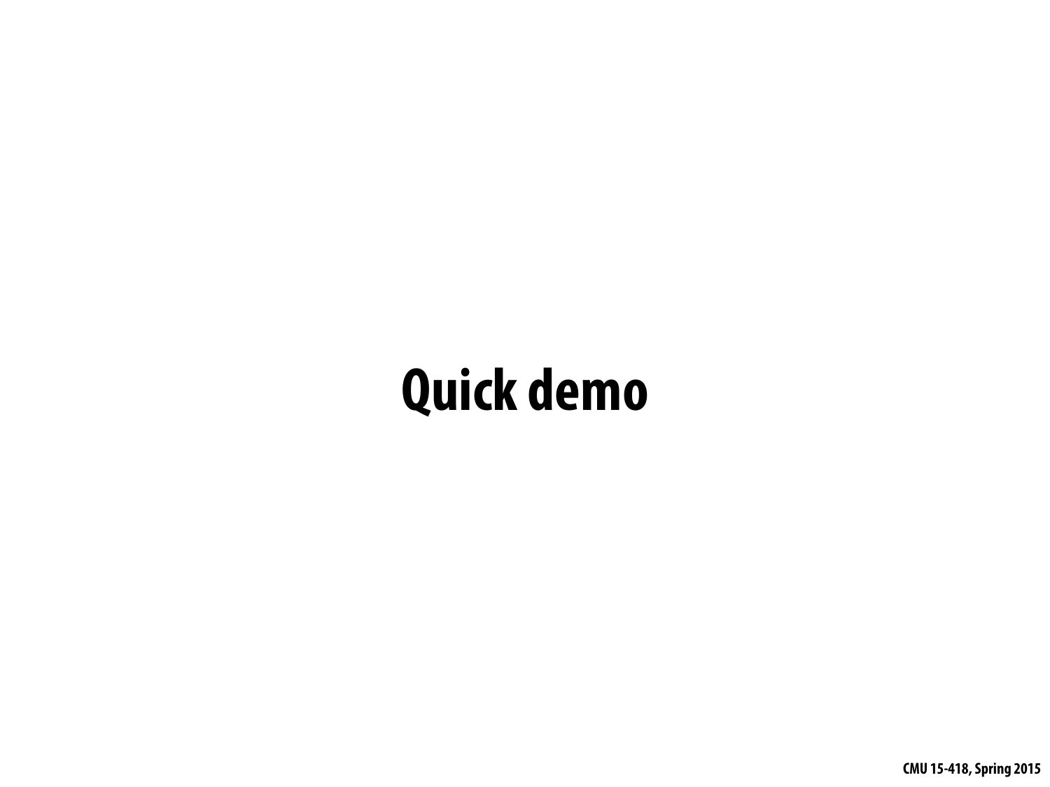# Quick demo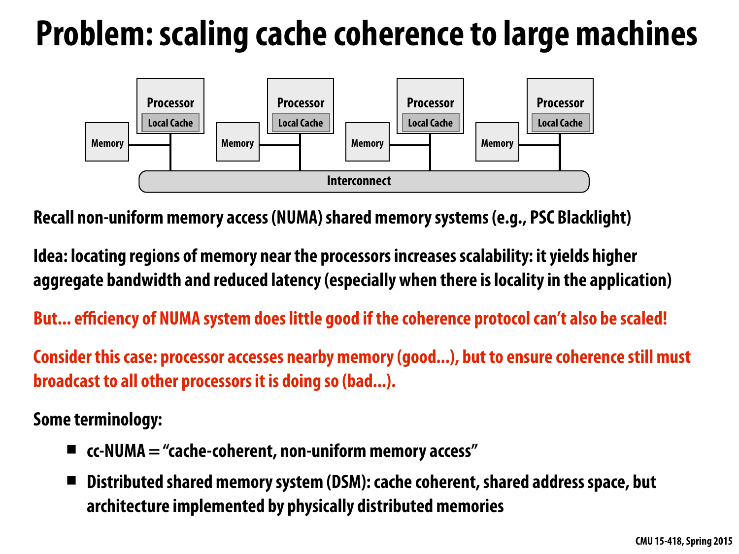# Problem: scaling cache coherence to large machines

Recall non-uniform memory access (NUMA) shared memory systems (e.g., PSC Blacklight)

Idea: locating regions of memory near the processors increases scalability: it yields higher aggregate bandwidth and reduced latency (especially when there is locality in the application)

But... efficiency of NUMA system does little good if the coherence protocol can't also be scaled!

Consider this case: processor accesses nearby memory (good...), but to ensure coherence still must broadcast to all other processors it is doing so (bad...).

Some terminology:

- cc-NUMA = "cache-coherent, non-uniform memory access"
- Distributed shared memory system (DSM): cache coherent, shared address space, but architecture implemented by physically distributed memories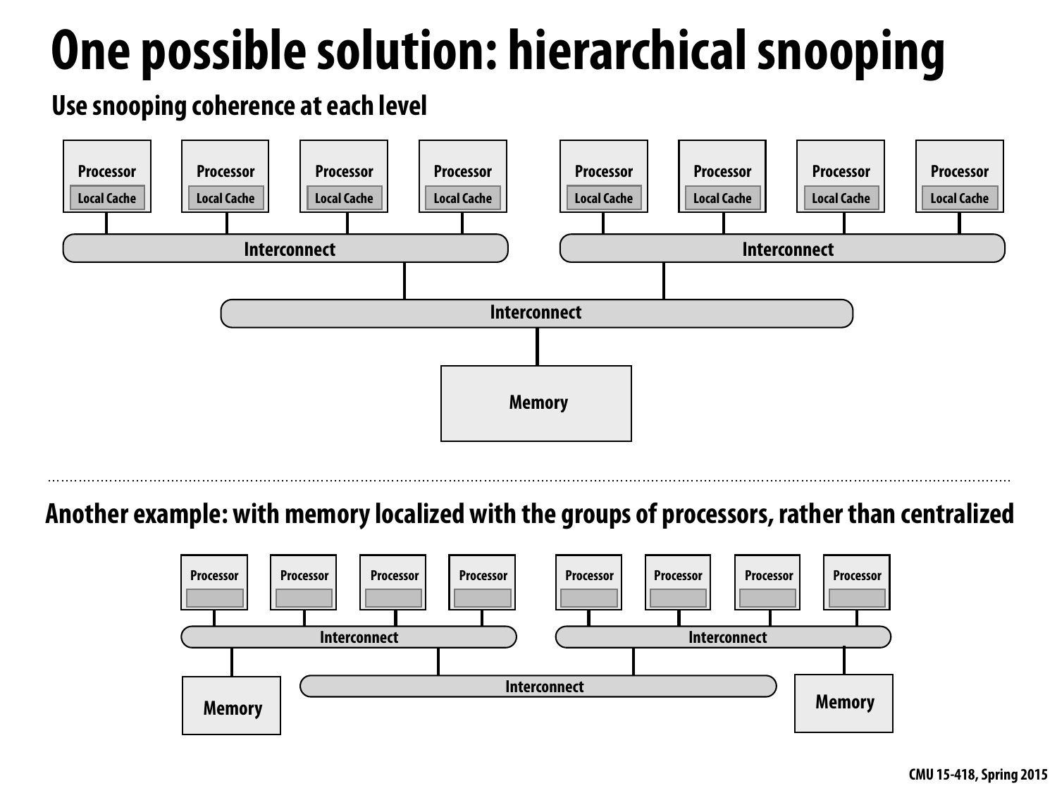# One possible solution: hierarchical snooping

**Use snooping coherence at each level**

Processor | Local Cache
Processor | Local Cache
Processor | Local Cache
Processor | Local Cache
Processor | Local Cache
Processor | Local Cache
Processor | Local Cache
Processor | Local Cache

Interconnect
Interconnect
Interconnect

Memory

---

**Another example: with memory localized with the groups of processors, rather than centralized**

Processor
Processor
Processor
Processor
Processor
Processor
Processor
Processor

Interconnect
Interconnect
Interconnect

Memory
Memory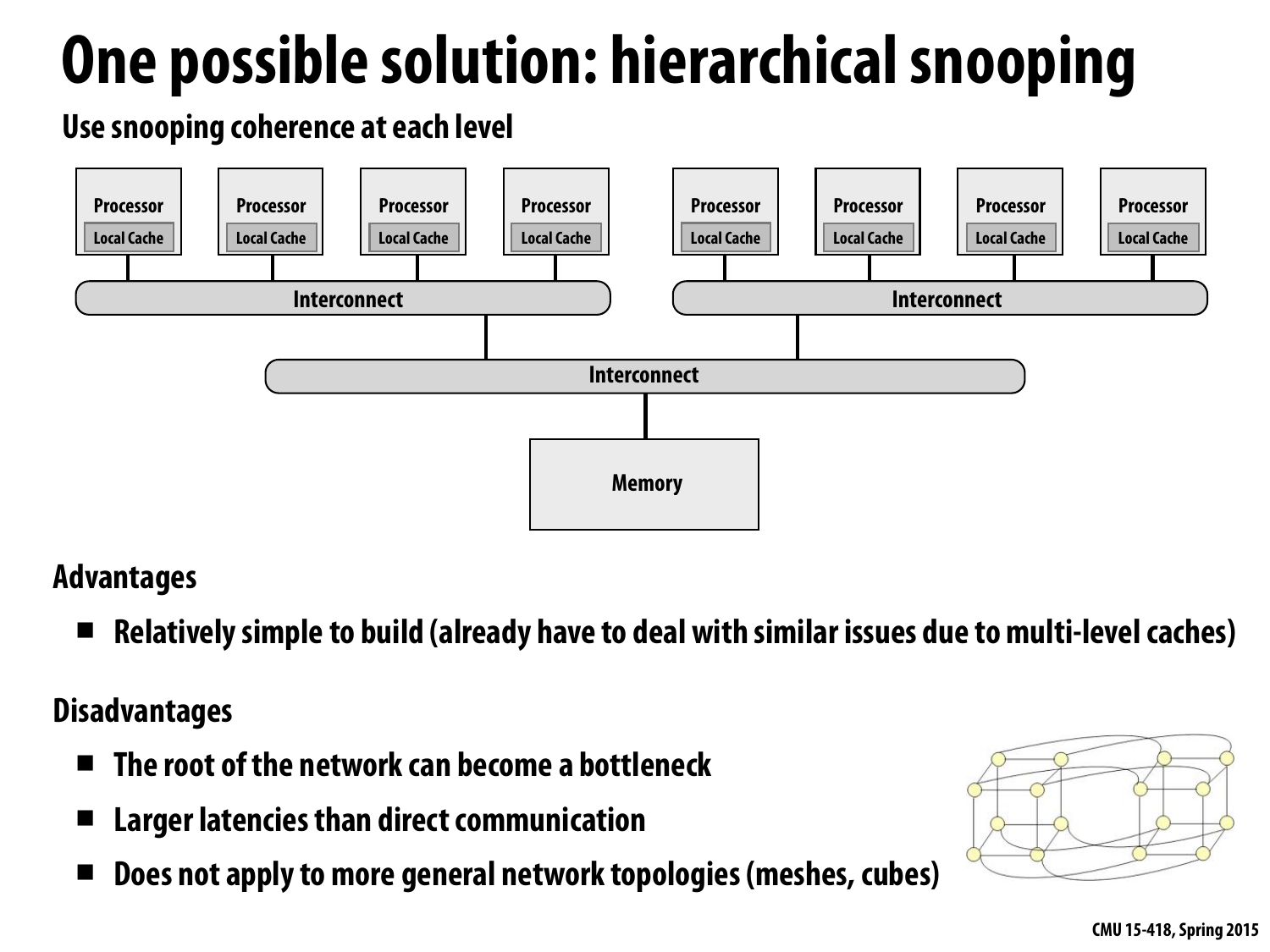# One possible solution: hierarchical snooping

Use snooping coherence at each level

**Advantages**

- Relatively simple to build (already have to deal with similar issues due to multi-level caches)

**Disadvantages**

- The root of the network can become a bottleneck
- Larger latencies than direct communication
- Does not apply to more general network topologies (meshes, cubes)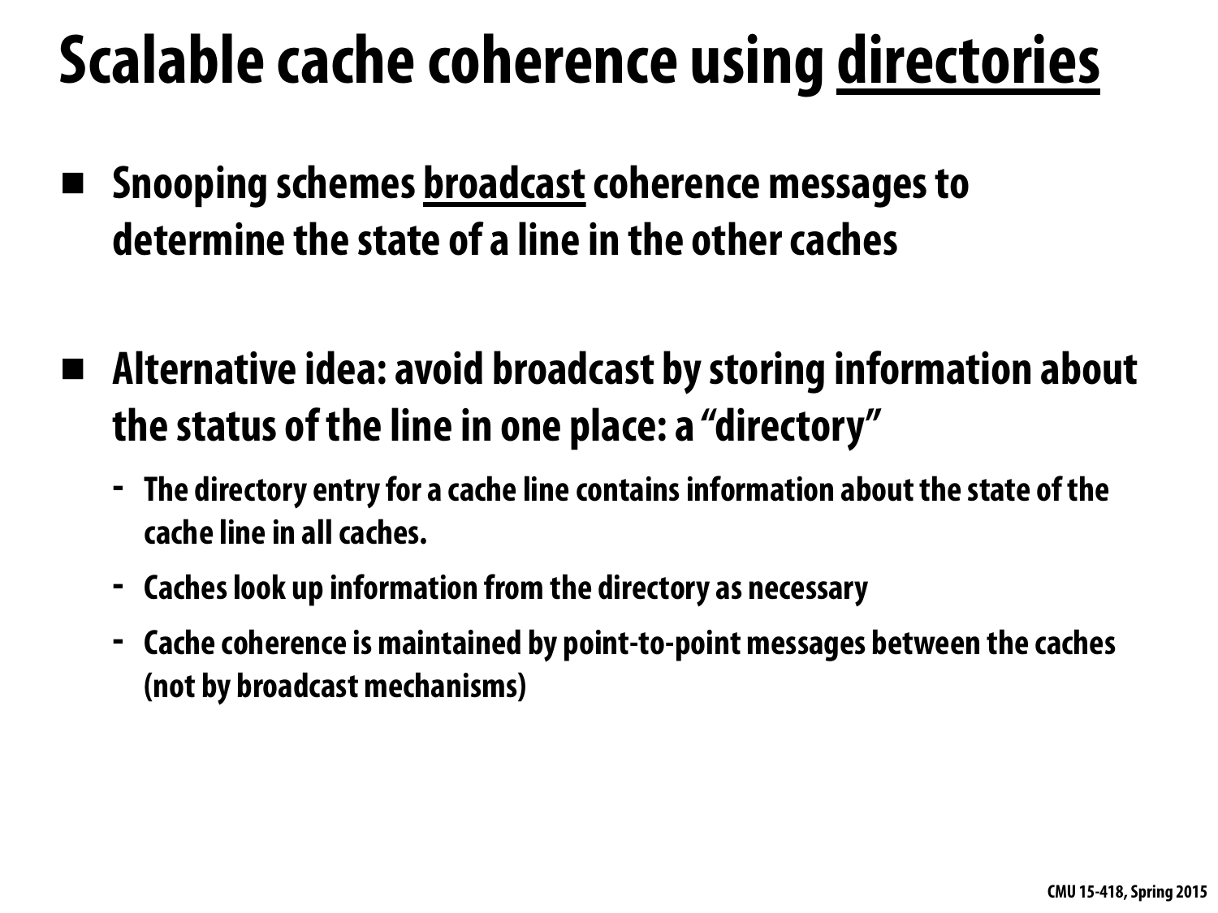# Scalable cache coherence using <u>directories</u>

- Snooping schemes <u>broadcast</u> coherence messages to determine the state of a line in the other caches

- Alternative idea: avoid broadcast by storing information about the status of the line in one place: a "directory"
  - The directory entry for a cache line contains information about the state of the cache line in all caches.
  - Caches look up information from the directory as necessary
  - Cache coherence is maintained by point-to-point messages between the caches (not by broadcast mechanisms)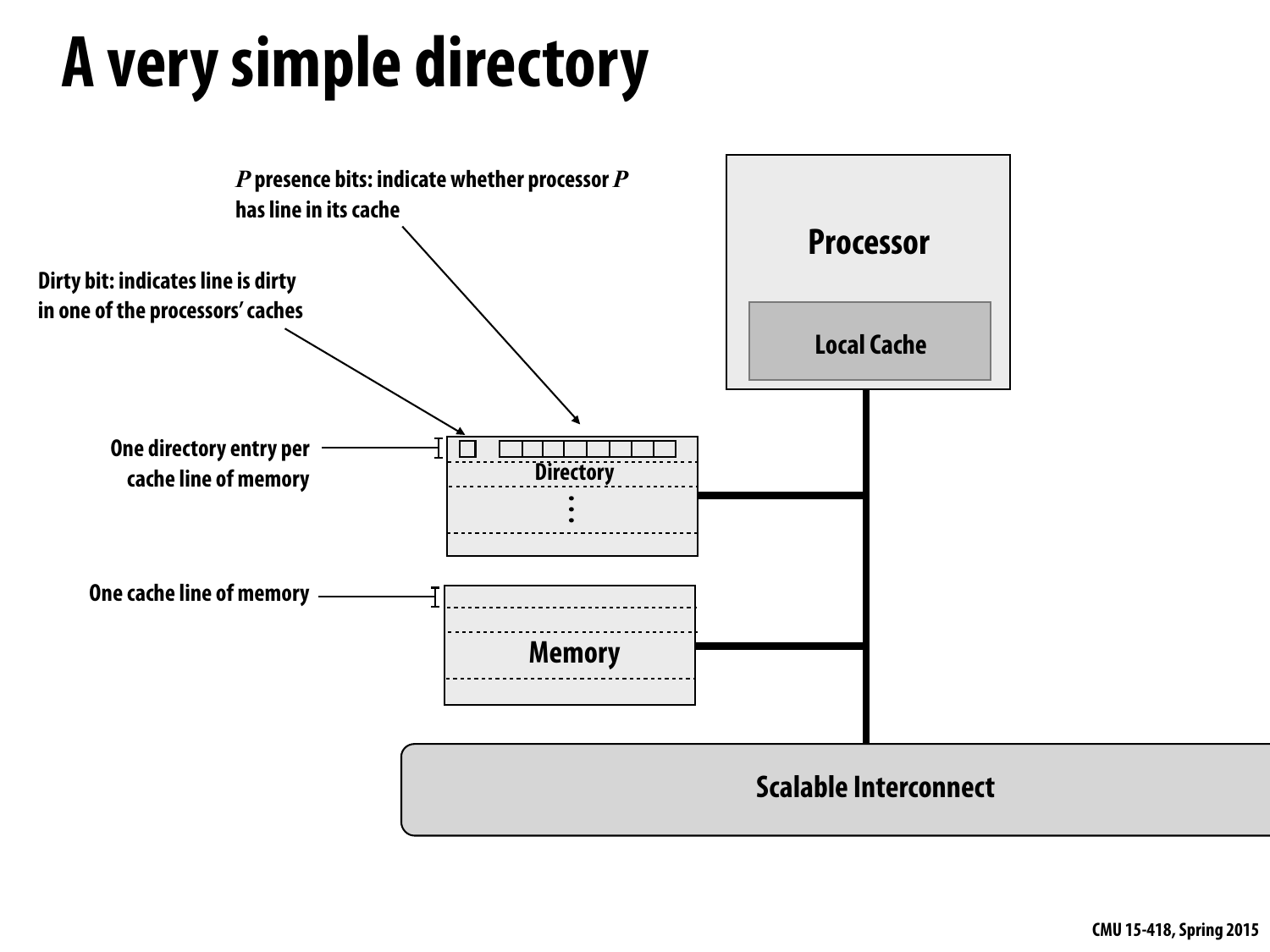# A very simple directory

*P* presence bits: indicate whether processor *P* has line in its cache

Dirty bit: indicates line is dirty in one of the processors' caches

One directory entry per cache line of memory

One cache line of memory

Directory

Memory

Processor

Local Cache

Scalable Interconnect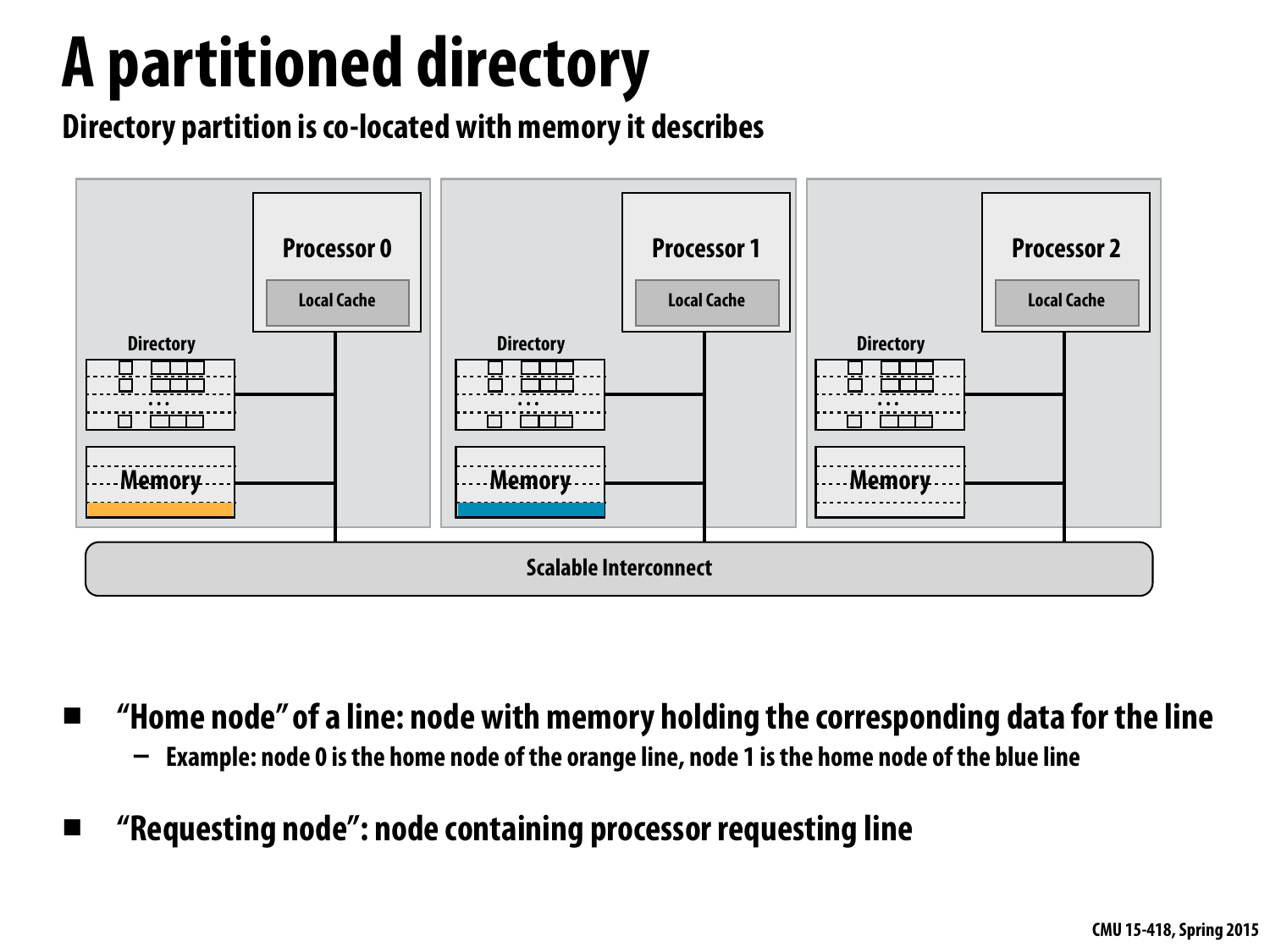# A partitioned directory

## Directory partition is co-located with memory it describes

- "Home node" of a line: node with memory holding the corresponding data for the line
  - Example: node 0 is the home node of the orange line, node 1 is the home node of the blue line
- "Requesting node": node containing processor requesting line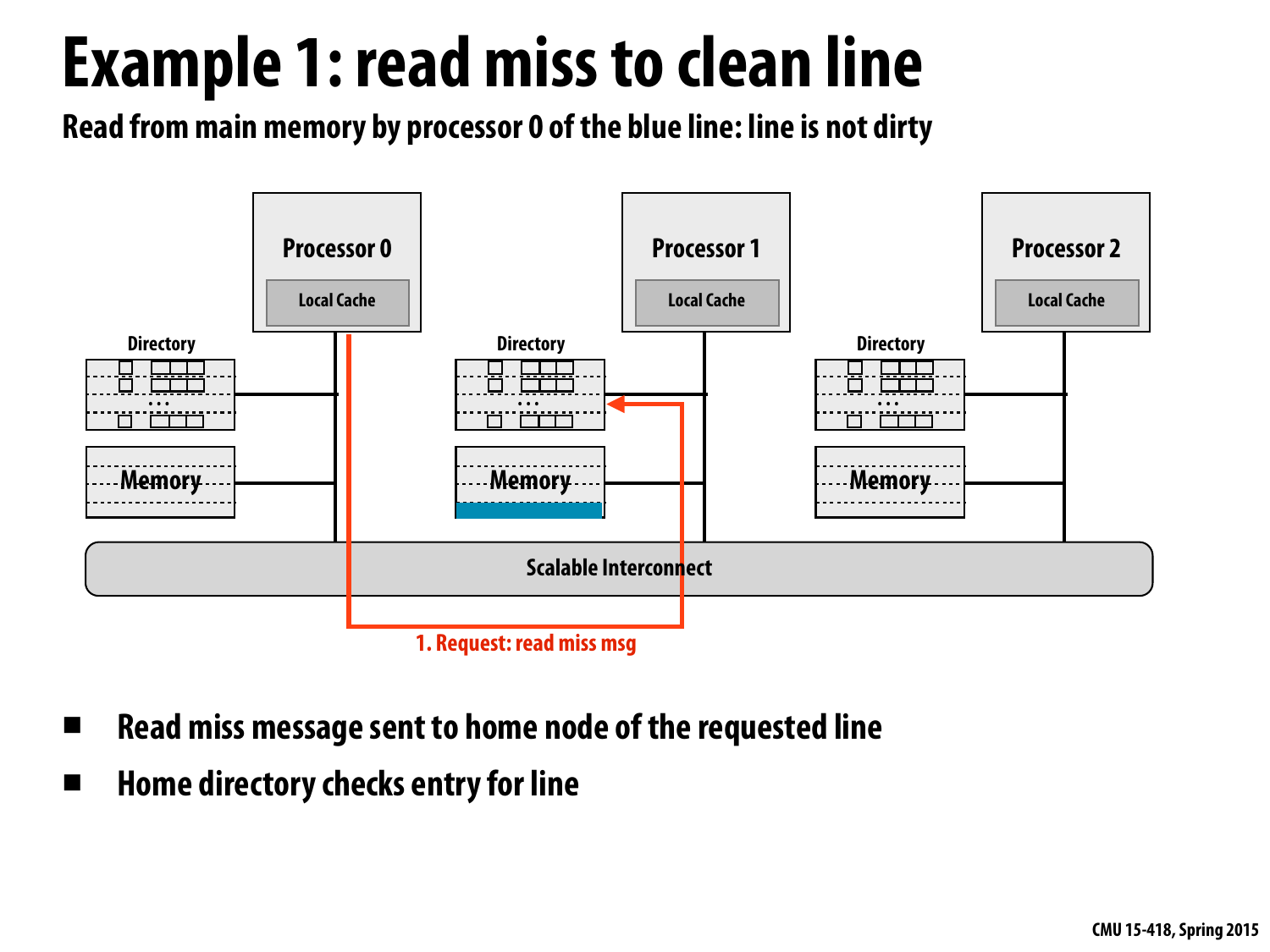# Example 1: read miss to clean line

**Read from main memory by processor 0 of the blue line: line is not dirty**

Processor 0 — Local Cache
Processor 1 — Local Cache
Processor 2 — Local Cache

Directory / Memory (one per node)

Scalable Interconnect

1. Request: read miss msg

- Read miss message sent to home node of the requested line
- Home directory checks entry for line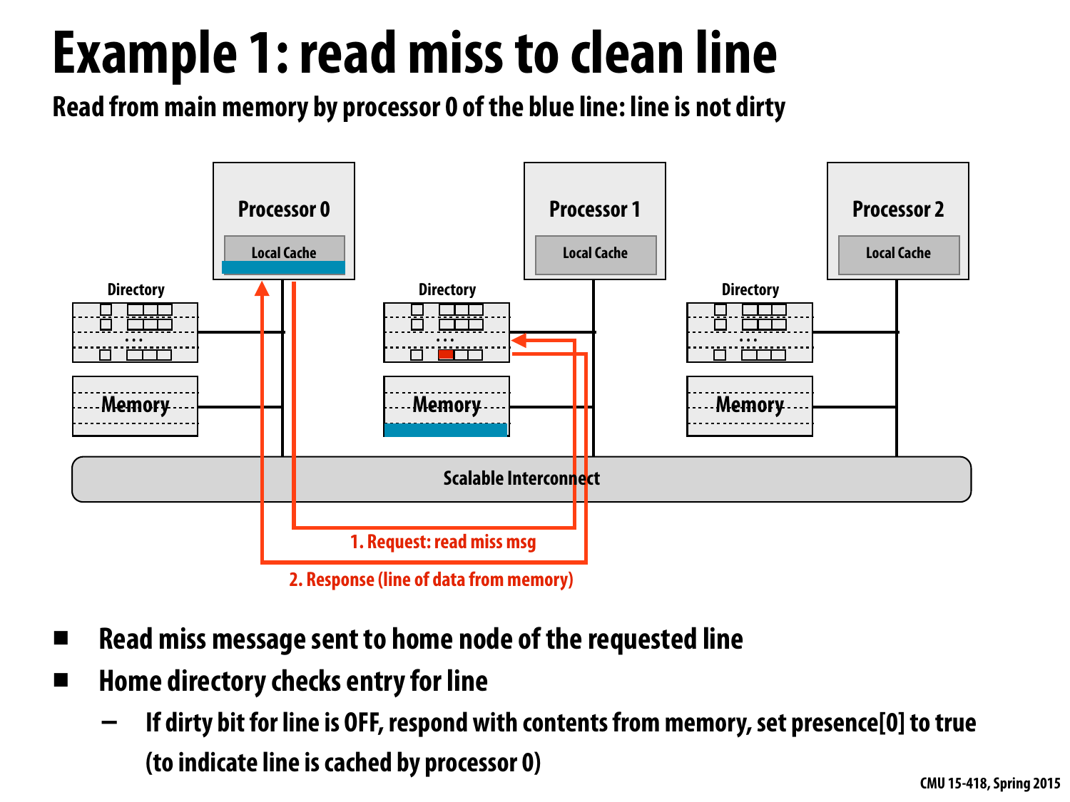# Example 1: read miss to clean line

**Read from main memory by processor 0 of the blue line: line is not dirty**

Processor 0 — Local Cache

Processor 1 — Local Cache

Processor 2 — Local Cache

Directory | Directory | Directory

Memory | Memory | Memory

Scalable Interconnect

1. Request: read miss msg

2. Response (line of data from memory)

- Read miss message sent to home node of the requested line
- Home directory checks entry for line
  - If dirty bit for line is OFF, respond with contents from memory, set presence[0] to true (to indicate line is cached by processor 0)

CMU 15-418, Spring 2015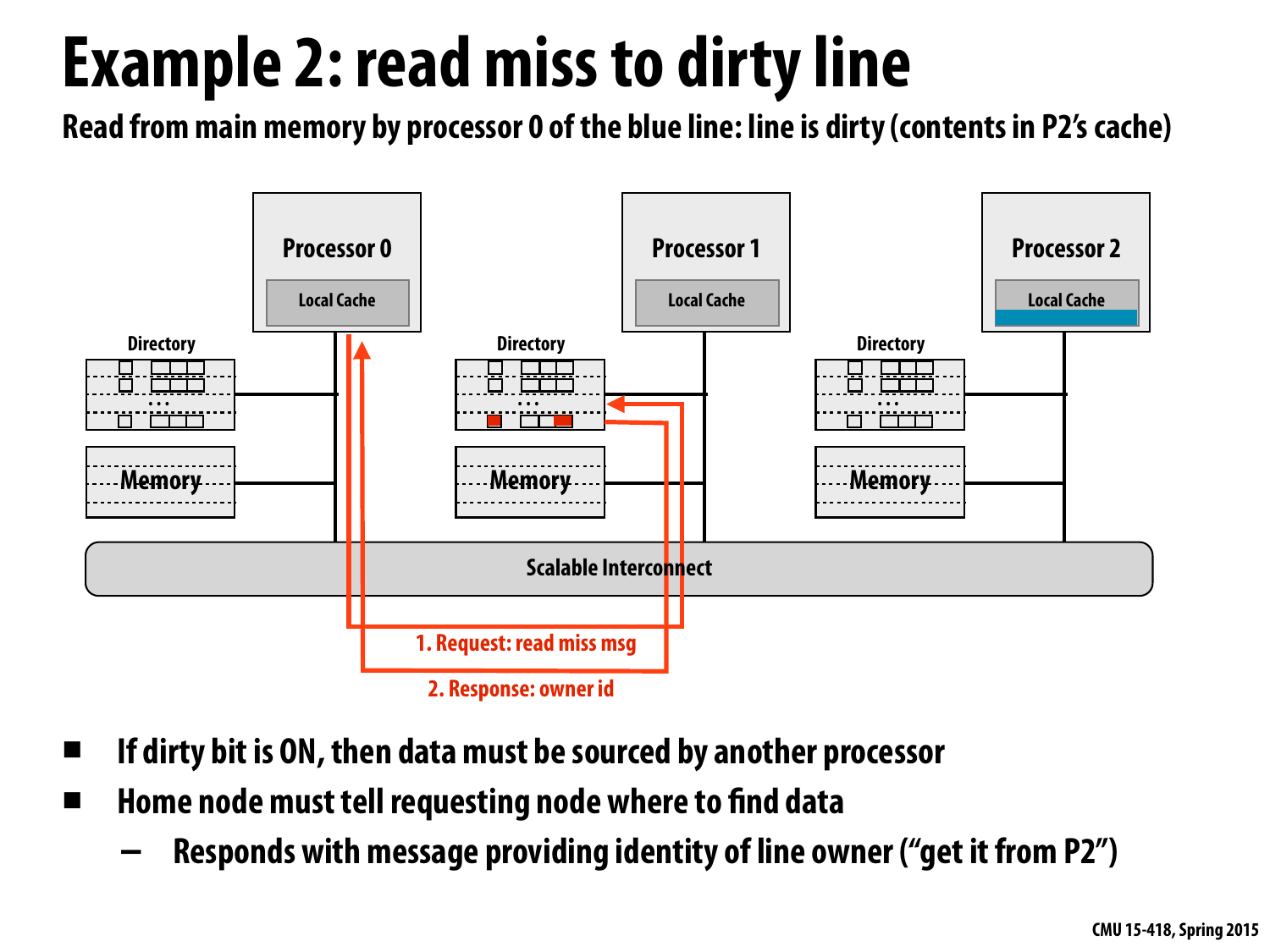# Example 2: read miss to dirty line

**Read from main memory by processor 0 of the blue line: line is dirty (contents in P2's cache)**

Processor 0 | Processor 1 | Processor 2

Local Cache | Local Cache | Local Cache

Directory | Directory | Directory

Memory | Memory | Memory

Scalable Interconnect

1. Request: read miss msg

2. Response: owner id

- If dirty bit is ON, then data must be sourced by another processor
- Home node must tell requesting node where to find data
  - Responds with message providing identity of line owner ("get it from P2")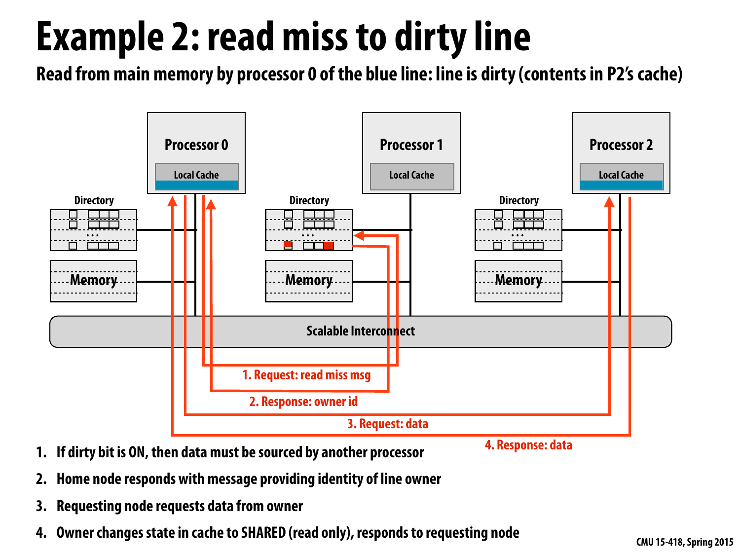# Example 2: read miss to dirty line

**Read from main memory by processor 0 of the blue line: line is dirty (contents in P2's cache)**

Processor 0 — Local Cache

Processor 1 — Local Cache

Processor 2 — Local Cache

Directory

Memory

Scalable Interconnect

1. Request: read miss msg

2. Response: owner id

3. Request: data

4. Response: data

1. If dirty bit is ON, then data must be sourced by another processor
2. Home node responds with message providing identity of line owner
3. Requesting node requests data from owner
4. Owner changes state in cache to SHARED (read only), responds to requesting node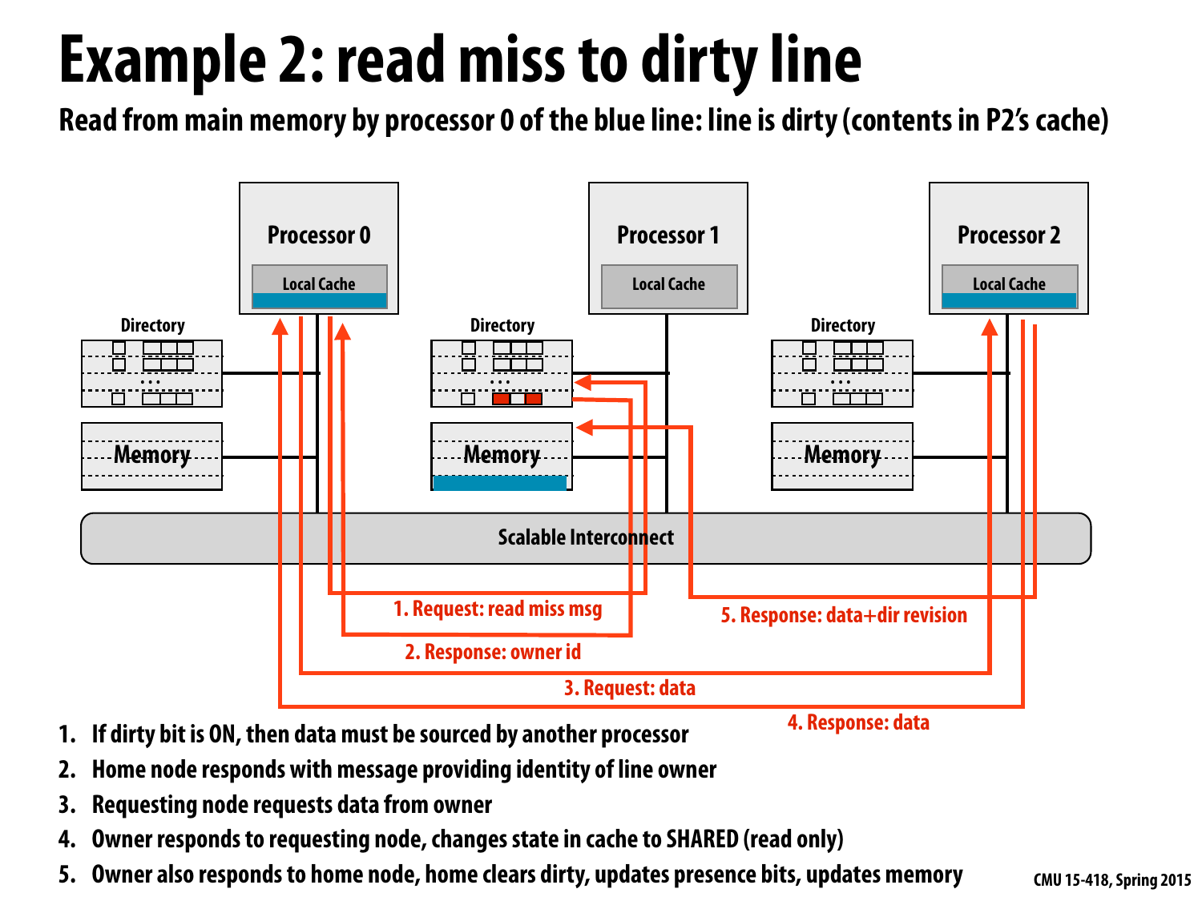# Example 2: read miss to dirty line

**Read from main memory by processor 0 of the blue line: line is dirty (contents in P2's cache)**

1. Request: read miss msg
2. Response: owner id
3. Request: data
4. Response: data
5. Response: data+dir revision

1. If dirty bit is ON, then data must be sourced by another processor
2. Home node responds with message providing identity of line owner
3. Requesting node requests data from owner
4. Owner responds to requesting node, changes state in cache to SHARED (read only)
5. Owner also responds to home node, home clears dirty, updates presence bits, updates memory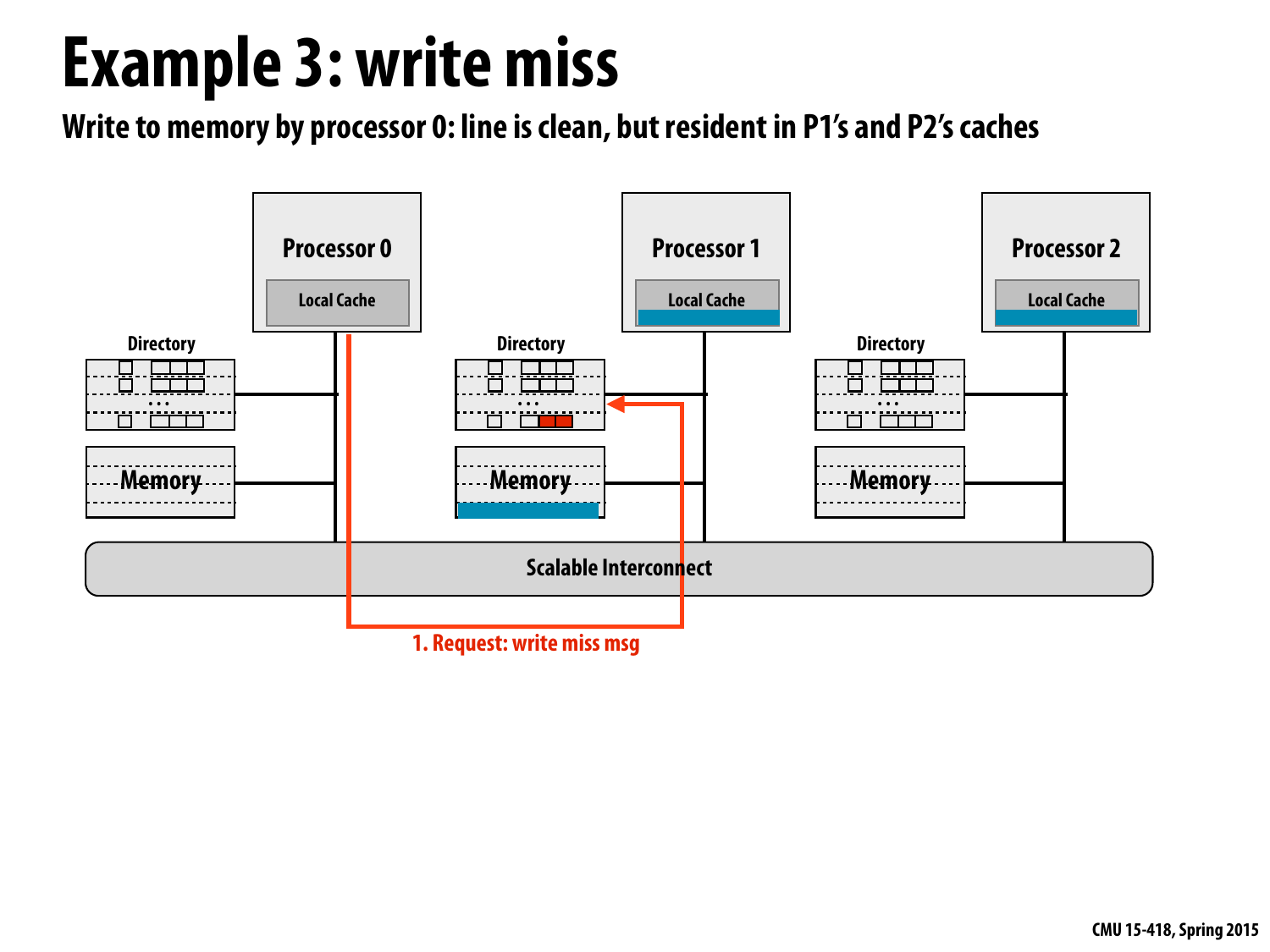# Example 3: write miss

**Write to memory by processor 0: line is clean, but resident in P1's and P2's caches**

Processor 0

Local Cache

Processor 1

Local Cache

Processor 2

Local Cache

Directory

Memory

Directory

Memory

Directory

Memory

Scalable Interconnect

1. Request: write miss msg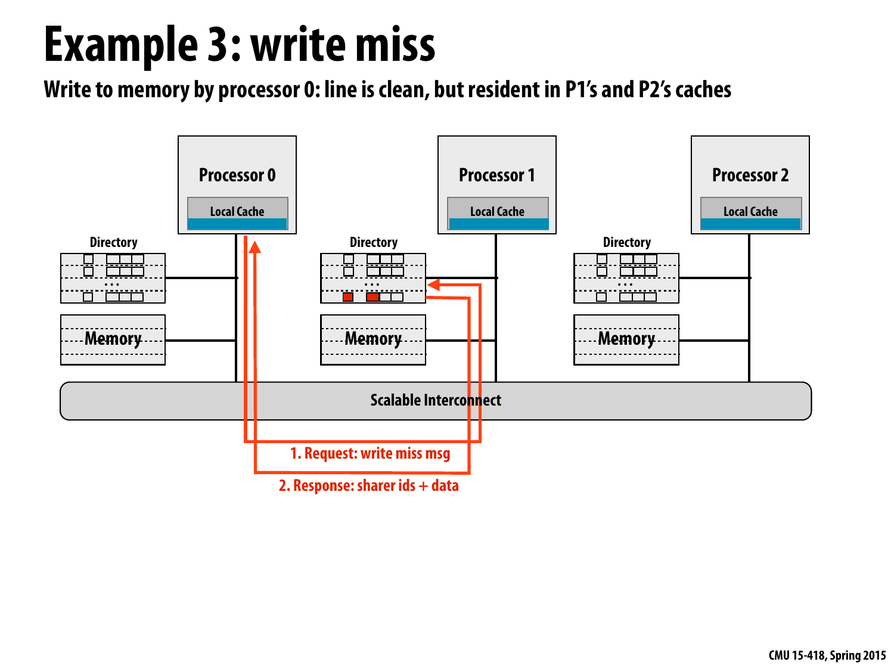# Example 3: write miss

**Write to memory by processor 0: line is clean, but resident in P1's and P2's caches**

Processor 0 — Local Cache

Processor 1 — Local Cache

Processor 2 — Local Cache

Directory — Memory

Directory — Memory

Directory — Memory

Scalable Interconnect

1. Request: write miss msg

2. Response: sharer ids + data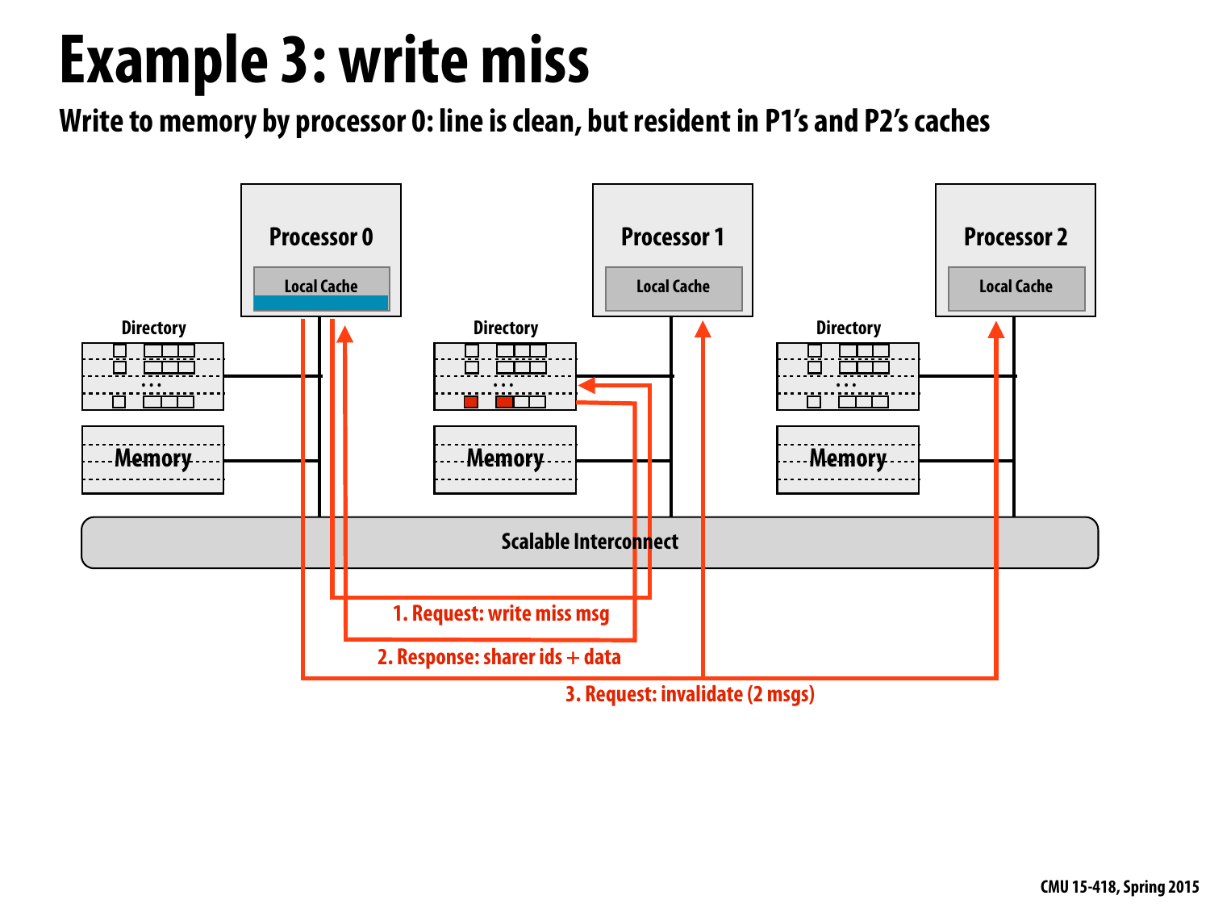# Example 3: write miss

**Write to memory by processor 0: line is clean, but resident in P1's and P2's caches**

Processor 0

Local Cache

Processor 1

Local Cache

Processor 2

Local Cache

Directory

Directory

Directory

Memory

Memory

Memory

Scalable Interconnect

1. Request: write miss msg

2. Response: sharer ids + data

3. Request: invalidate (2 msgs)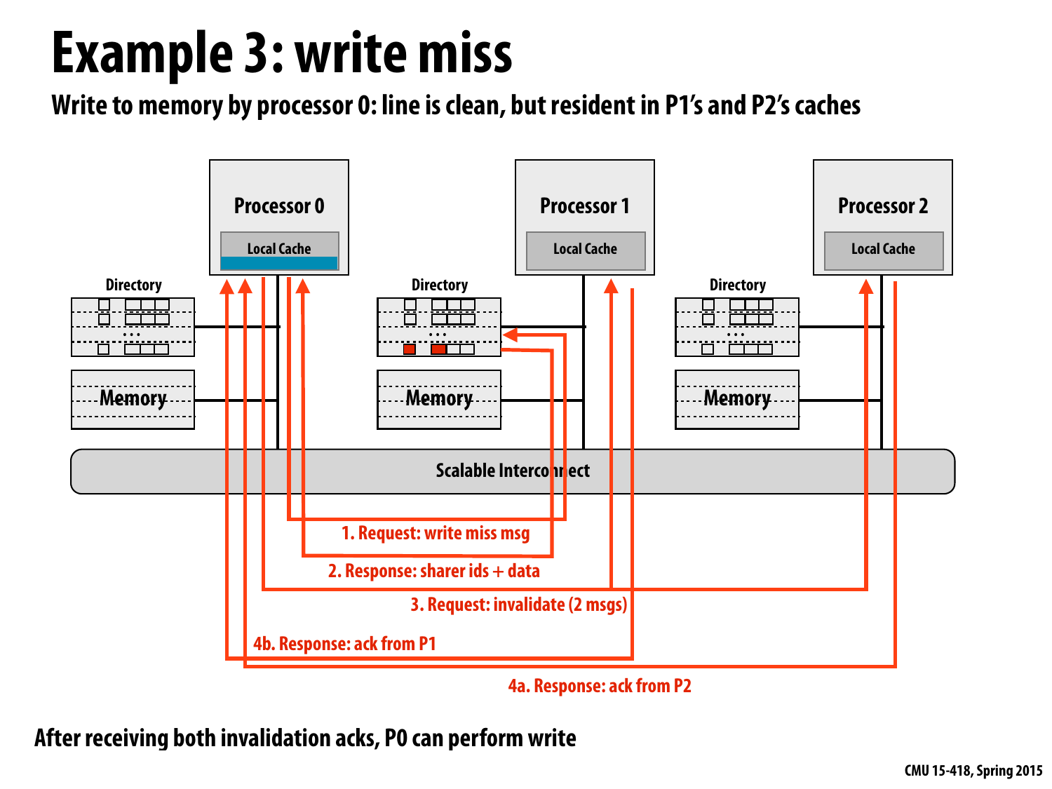# Example 3: write miss

**Write to memory by processor 0: line is clean, but resident in P1's and P2's caches**

Processor 0 — Local Cache

Processor 1 — Local Cache

Processor 2 — Local Cache

Directory

Memory

Scalable Interconnect

1. Request: write miss msg

2. Response: sharer ids + data

3. Request: invalidate (2 msgs)

4b. Response: ack from P1

4a. Response: ack from P2

**After receiving both invalidation acks, P0 can perform write**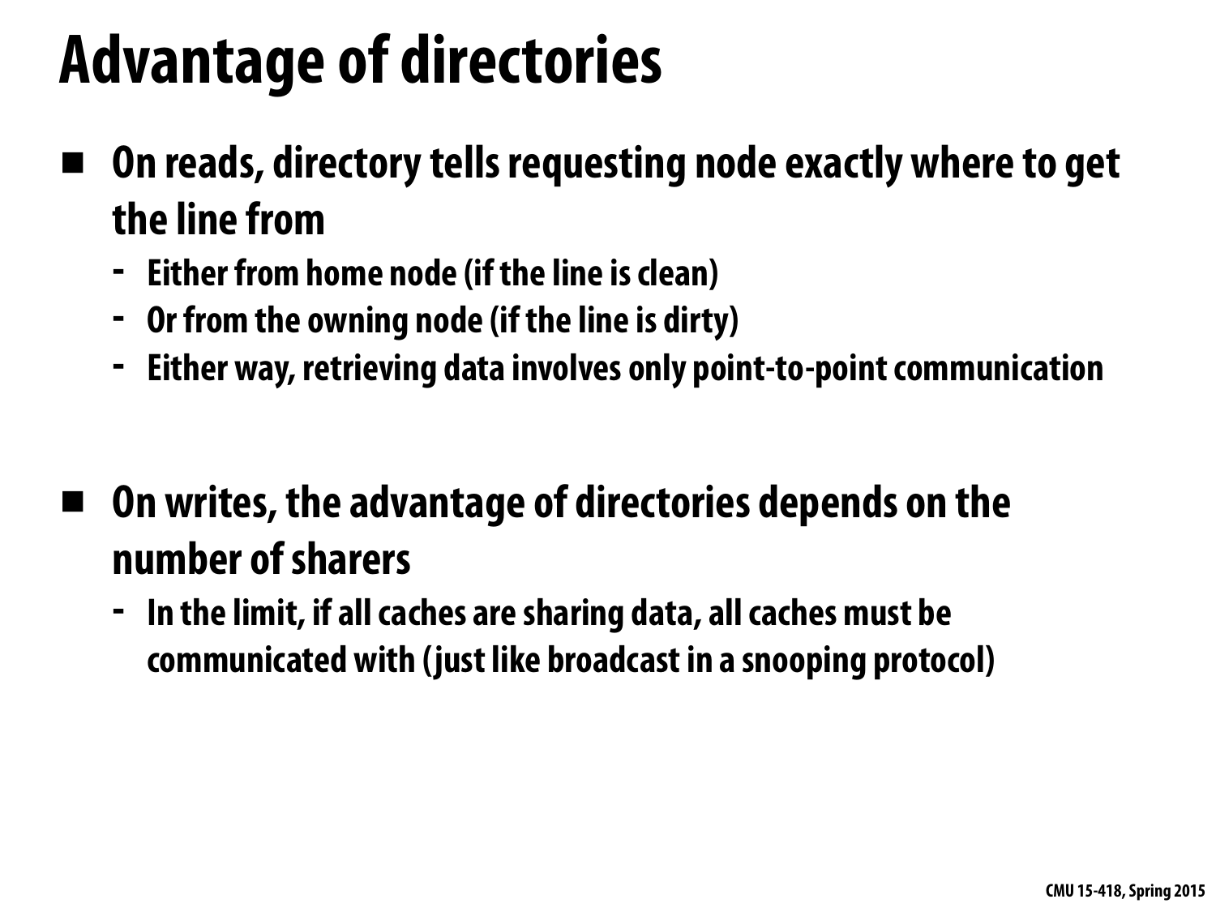# Advantage of directories

- **On reads, directory tells requesting node exactly where to get the line from**
  - Either from home node (if the line is clean)
  - Or from the owning node (if the line is dirty)
  - Either way, retrieving data involves only point-to-point communication

- **On writes, the advantage of directories depends on the number of sharers**
  - In the limit, if all caches are sharing data, all caches must be communicated with (just like broadcast in a snooping protocol)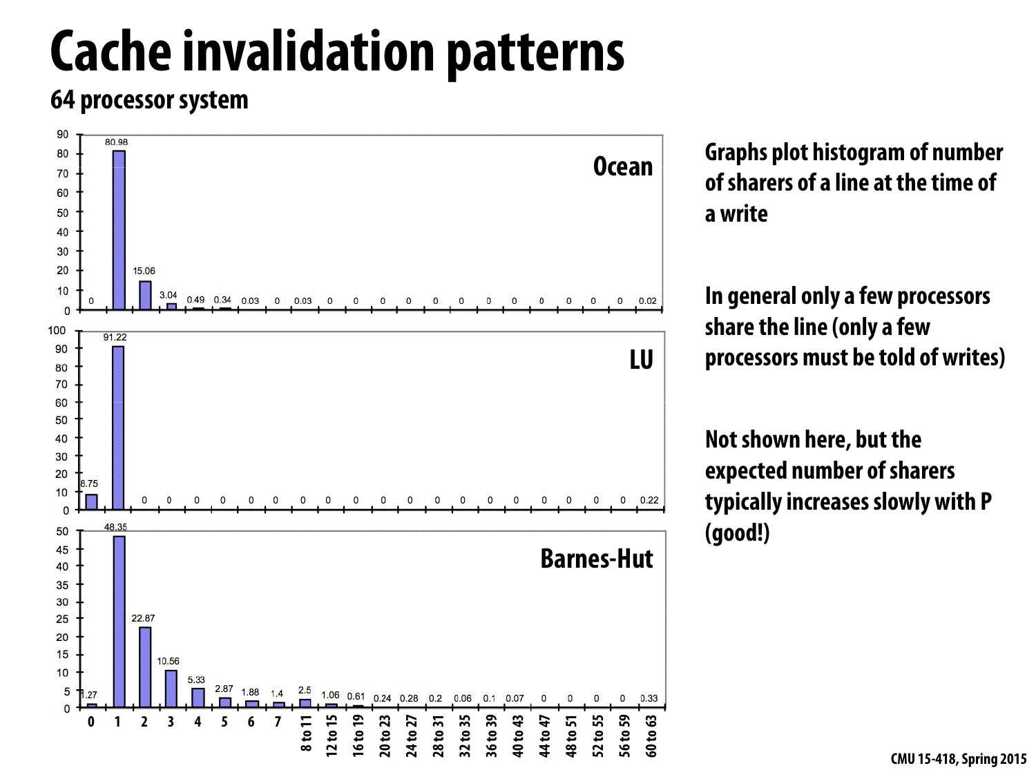# Cache invalidation patterns

**64 processor system**

**Ocean**

| Sharers | 0 | 1 | 2 | 3 | 4 | 5 | 6 | 7 | 8 to 11 | 12 to 15 | 16 to 19 | 20 to 23 | 24 to 27 | 28 to 31 | 32 to 35 | 36 to 39 | 40 to 43 | 44 to 47 | 48 to 51 | 52 to 55 | 56 to 59 | 60 to 63 |
|---|---|---|---|---|---|---|---|---|---|---|---|---|---|---|---|---|---|---|---|---|---|---|
| % | 0 | 80.98 | 15.06 | 3.04 | 0.49 | 0.34 | 0.03 | 0 | 0.03 | 0 | 0 | 0 | 0 | 0 | 0 | 0 | 0 | 0 | 0 | 0 | 0 | 0.02 |

**LU**

| Sharers | 0 | 1 | 2 | 3 | 4 | 5 | 6 | 7 | 8 to 11 | 12 to 15 | 16 to 19 | 20 to 23 | 24 to 27 | 28 to 31 | 32 to 35 | 36 to 39 | 40 to 43 | 44 to 47 | 48 to 51 | 52 to 55 | 56 to 59 | 60 to 63 |
|---|---|---|---|---|---|---|---|---|---|---|---|---|---|---|---|---|---|---|---|---|---|---|
| % | 8.75 | 91.22 | 0 | 0 | 0 | 0 | 0 | 0 | 0 | 0 | 0 | 0 | 0 | 0 | 0 | 0 | 0 | 0 | 0 | 0 | 0 | 0.22 |

**Barnes-Hut**

| Sharers | 0 | 1 | 2 | 3 | 4 | 5 | 6 | 7 | 8 to 11 | 12 to 15 | 16 to 19 | 20 to 23 | 24 to 27 | 28 to 31 | 32 to 35 | 36 to 39 | 40 to 43 | 44 to 47 | 48 to 51 | 52 to 55 | 56 to 59 | 60 to 63 |
|---|---|---|---|---|---|---|---|---|---|---|---|---|---|---|---|---|---|---|---|---|---|---|
| % | 1.27 | 48.35 | 22.87 | 10.56 | 5.33 | 2.87 | 1.88 | 1.4 | 2.5 | 1.06 | 0.61 | 0.24 | 0.28 | 0.2 | 0.06 | 0.1 | 0.07 | 0 | 0 | 0 | 0 | 0.33 |

Graphs plot histogram of number of sharers of a line at the time of a write

In general only a few processors share the line (only a few processors must be told of writes)

Not shown here, but the expected number of sharers typically increases slowly with P (good!)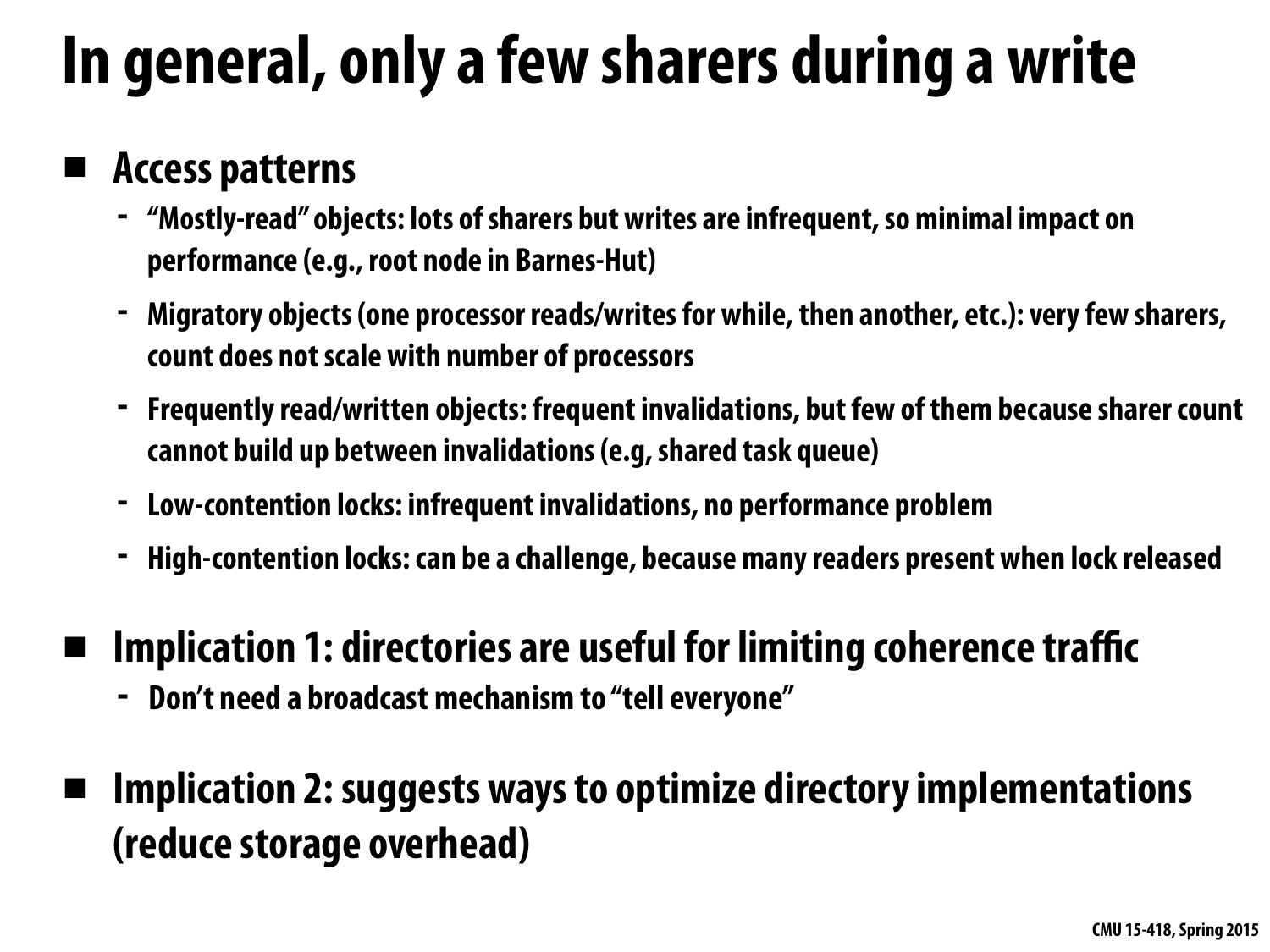# In general, only a few sharers during a write

- **Access patterns**
  - "Mostly-read" objects: lots of sharers but writes are infrequent, so minimal impact on performance (e.g., root node in Barnes-Hut)
  - Migratory objects (one processor reads/writes for while, then another, etc.): very few sharers, count does not scale with number of processors
  - Frequently read/written objects: frequent invalidations, but few of them because sharer count cannot build up between invalidations (e.g, shared task queue)
  - Low-contention locks: infrequent invalidations, no performance problem
  - High-contention locks: can be a challenge, because many readers present when lock released

- **Implication 1: directories are useful for limiting coherence traffic**
  - Don't need a broadcast mechanism to "tell everyone"

- **Implication 2: suggests ways to optimize directory implementations (reduce storage overhead)**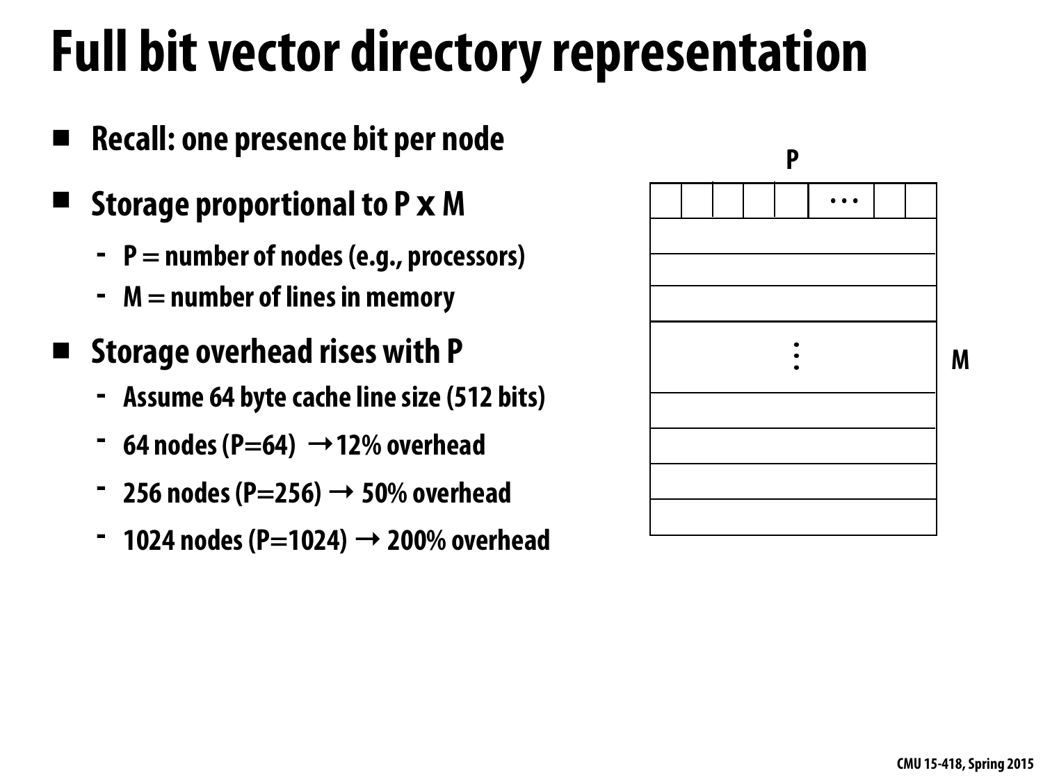# Full bit vector directory representation

- **Recall: one presence bit per node**
- **Storage proportional to P x M**
  - P = number of nodes (e.g., processors)
  - M = number of lines in memory
- **Storage overhead rises with P**
  - Assume 64 byte cache line size (512 bits)
  - 64 nodes (P=64) → 12% overhead
  - 256 nodes (P=256) → 50% overhead
  - 1024 nodes (P=1024) → 200% overhead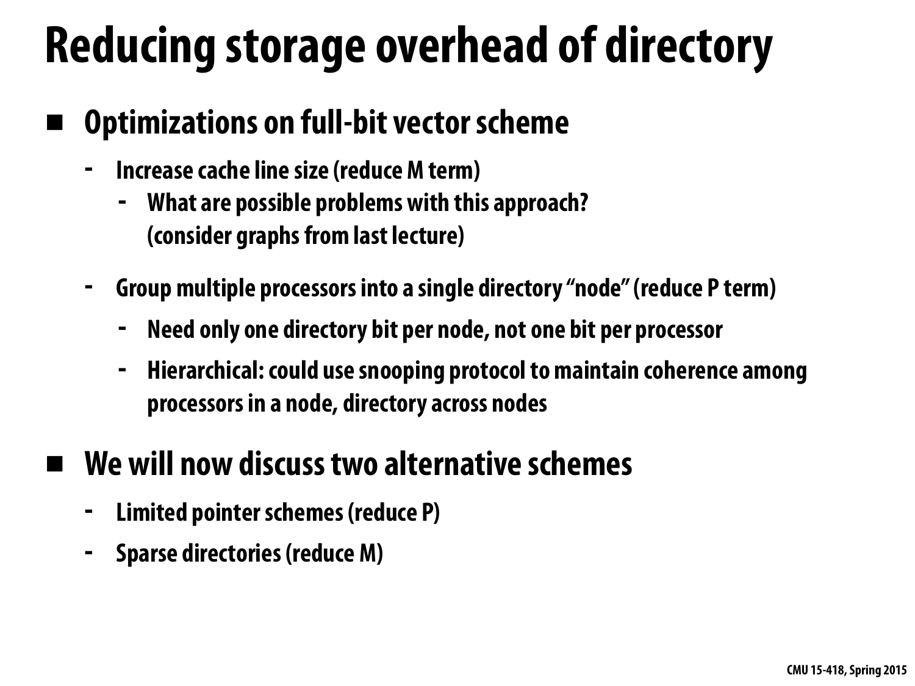# Reducing storage overhead of directory

- **Optimizations on full-bit vector scheme**
  - Increase cache line size (reduce M term)
    - What are possible problems with this approach? (consider graphs from last lecture)
  - Group multiple processors into a single directory "node" (reduce P term)
    - Need only one directory bit per node, not one bit per processor
    - Hierarchical: could use snooping protocol to maintain coherence among processors in a node, directory across nodes
- **We will now discuss two alternative schemes**
  - Limited pointer schemes (reduce P)
  - Sparse directories (reduce M)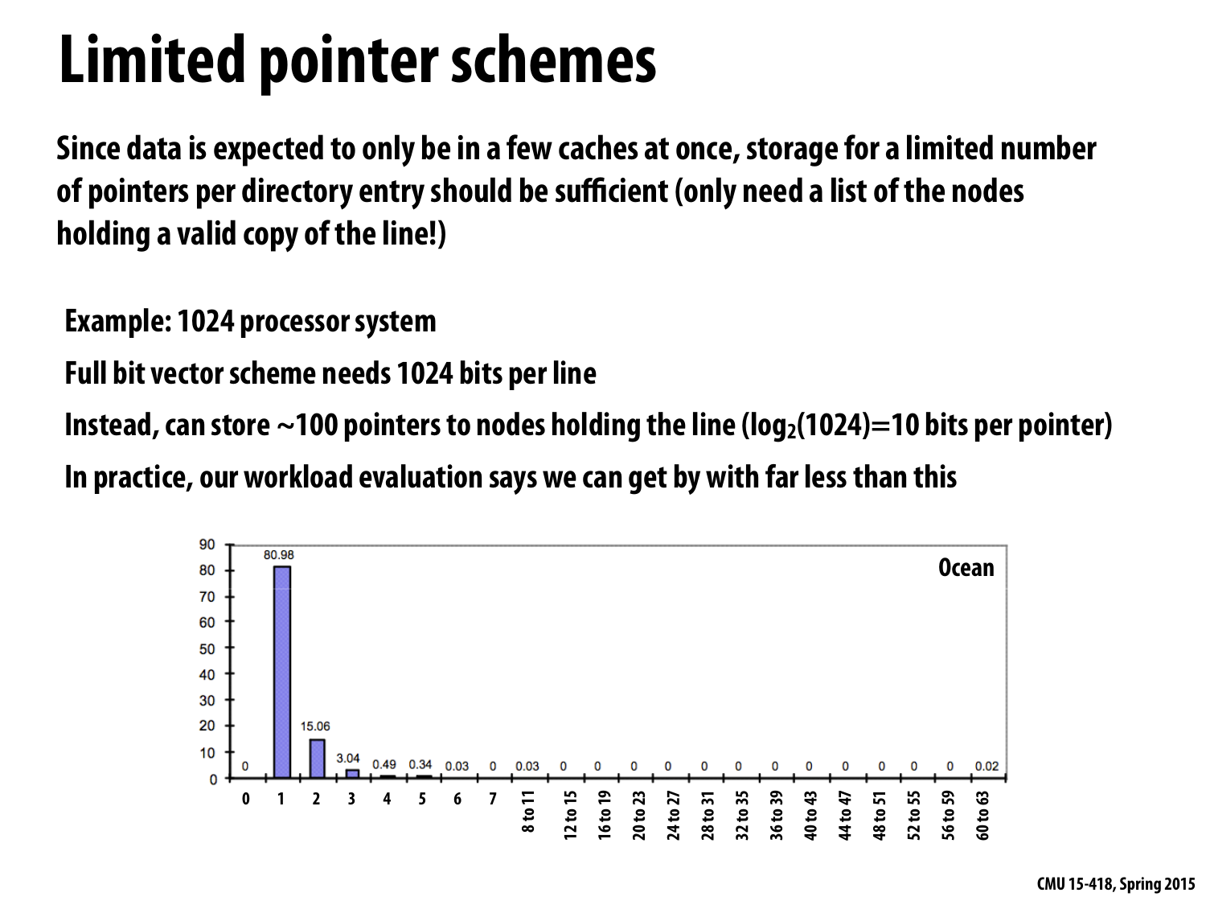# Limited pointer schemes

**Since data is expected to only be in a few caches at once, storage for a limited number of pointers per directory entry should be sufficient (only need a list of the nodes holding a valid copy of the line!)**

**Example: 1024 processor system**

**Full bit vector scheme needs 1024 bits per line**

**Instead, can store ~100 pointers to nodes holding the line ($\log_2(1024)$=10 bits per pointer)**

**In practice, our workload evaluation says we can get by with far less than this**

| Ocean | |
| --- | --- |
| 0 | 0 |
| 1 | 80.98 |
| 2 | 15.06 |
| 3 | 3.04 |
| 4 | 0.49 |
| 5 | 0.34 |
| 6 | 0.03 |
| 7 | 0 |
| 8 to 11 | 0.03 |
| 12 to 15 | 0 |
| 16 to 19 | 0 |
| 20 to 23 | 0 |
| 24 to 27 | 0 |
| 28 to 31 | 0 |
| 32 to 35 | 0 |
| 36 to 39 | 0 |
| 40 to 43 | 0 |
| 44 to 47 | 0 |
| 48 to 51 | 0 |
| 52 to 55 | 0 |
| 56 to 59 | 0 |
| 60 to 63 | 0.02 |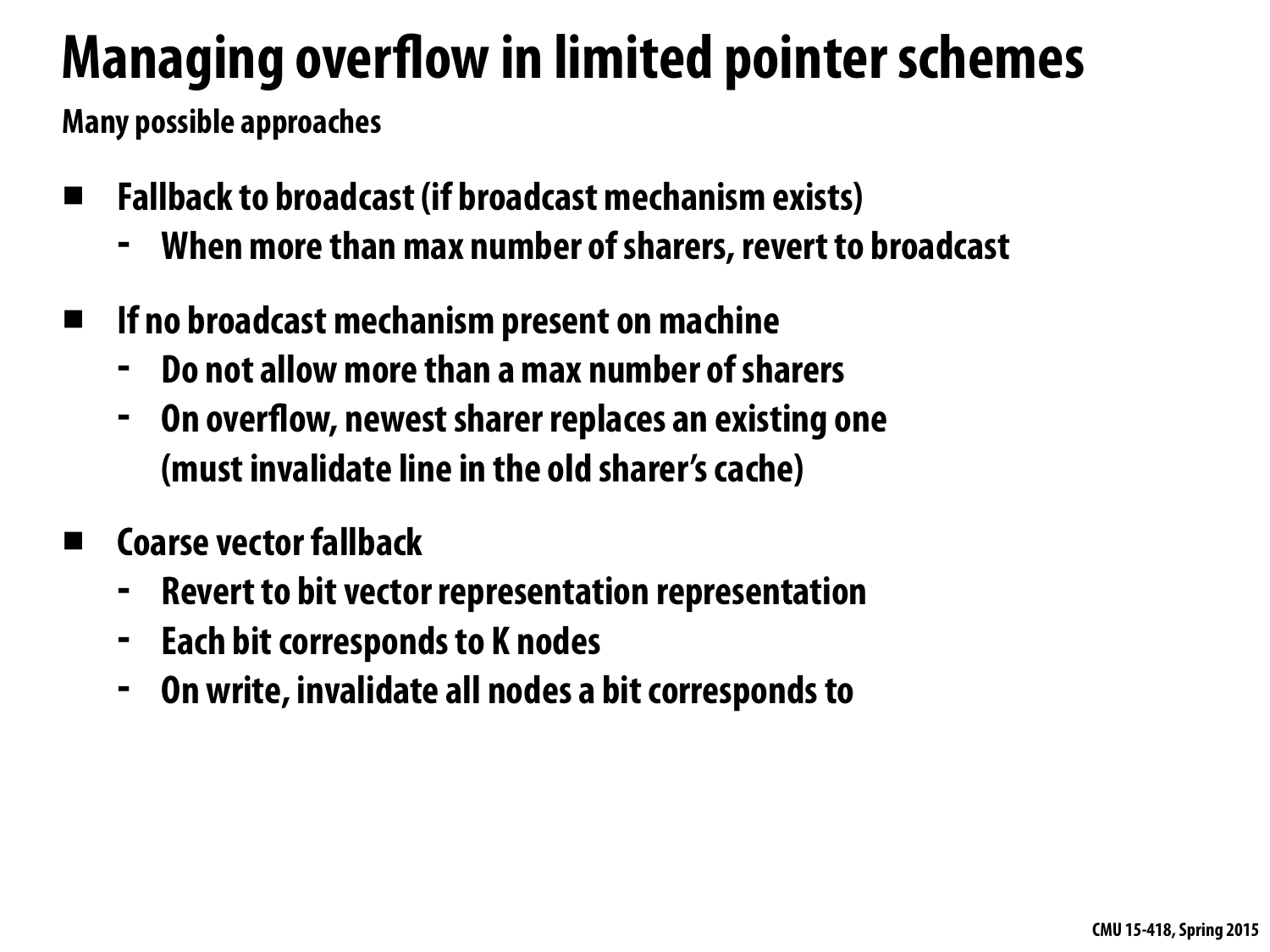# Managing overflow in limited pointer schemes

**Many possible approaches**

- **Fallback to broadcast (if broadcast mechanism exists)**
  - When more than max number of sharers, revert to broadcast
- **If no broadcast mechanism present on machine**
  - Do not allow more than a max number of sharers
  - On overflow, newest sharer replaces an existing one (must invalidate line in the old sharer's cache)
- **Coarse vector fallback**
  - Revert to bit vector representation representation
  - Each bit corresponds to K nodes
  - On write, invalidate all nodes a bit corresponds to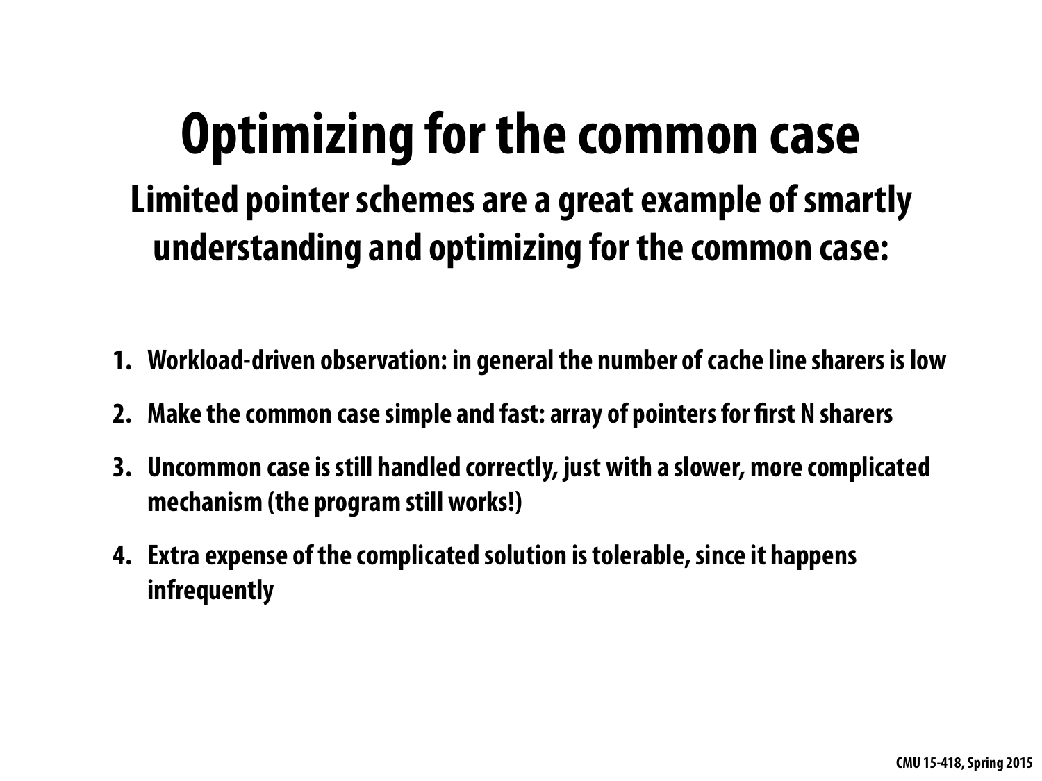# Optimizing for the common case

## Limited pointer schemes are a great example of smartly understanding and optimizing for the common case:

1. Workload-driven observation: in general the number of cache line sharers is low
2. Make the common case simple and fast: array of pointers for first N sharers
3. Uncommon case is still handled correctly, just with a slower, more complicated mechanism (the program still works!)
4. Extra expense of the complicated solution is tolerable, since it happens infrequently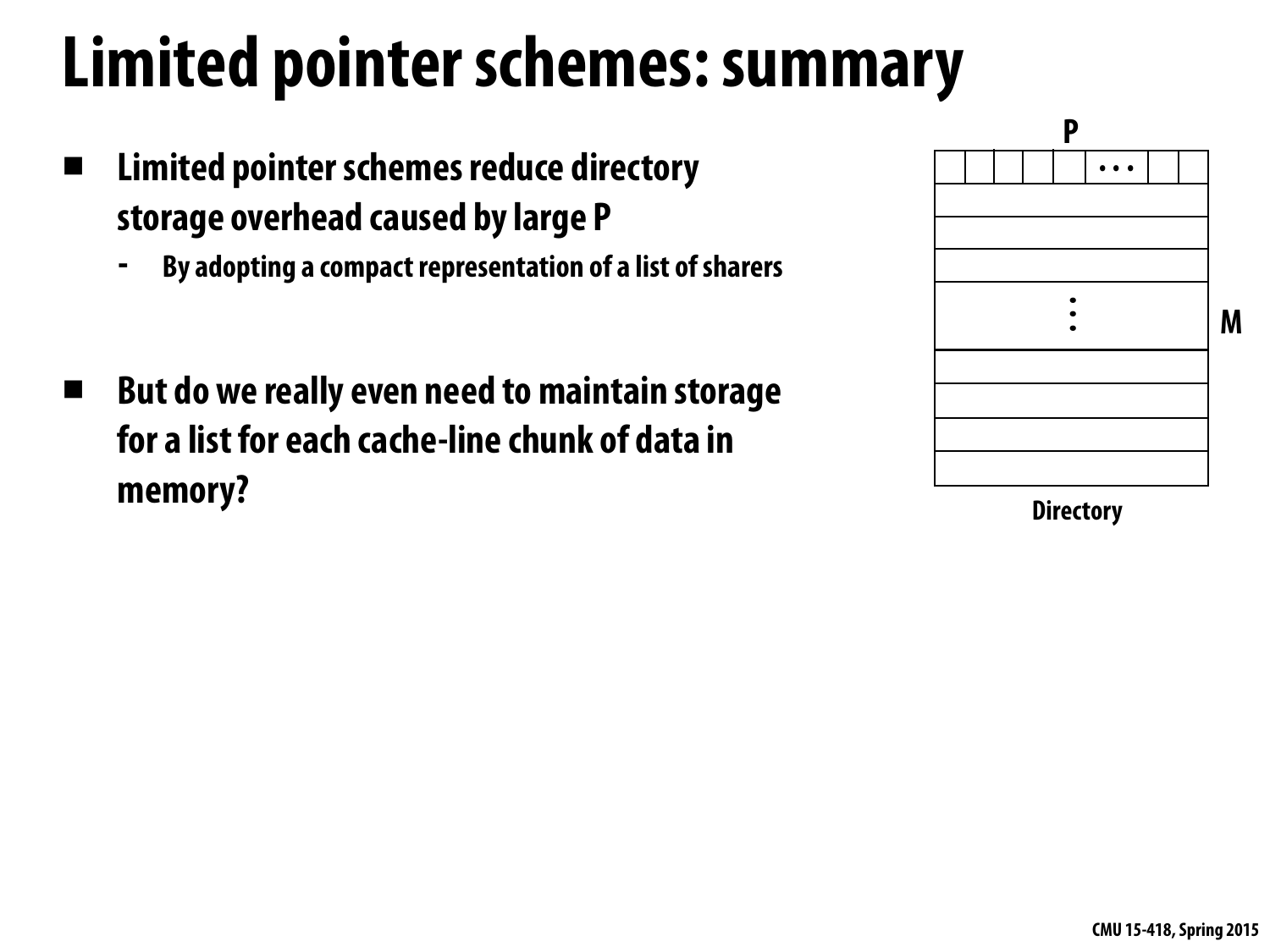# Limited pointer schemes: summary

- **Limited pointer schemes reduce directory storage overhead caused by large P**
  - By adopting a compact representation of a list of sharers

- **But do we really even need to maintain storage for a list for each cache-line chunk of data in memory?**

P

M

Directory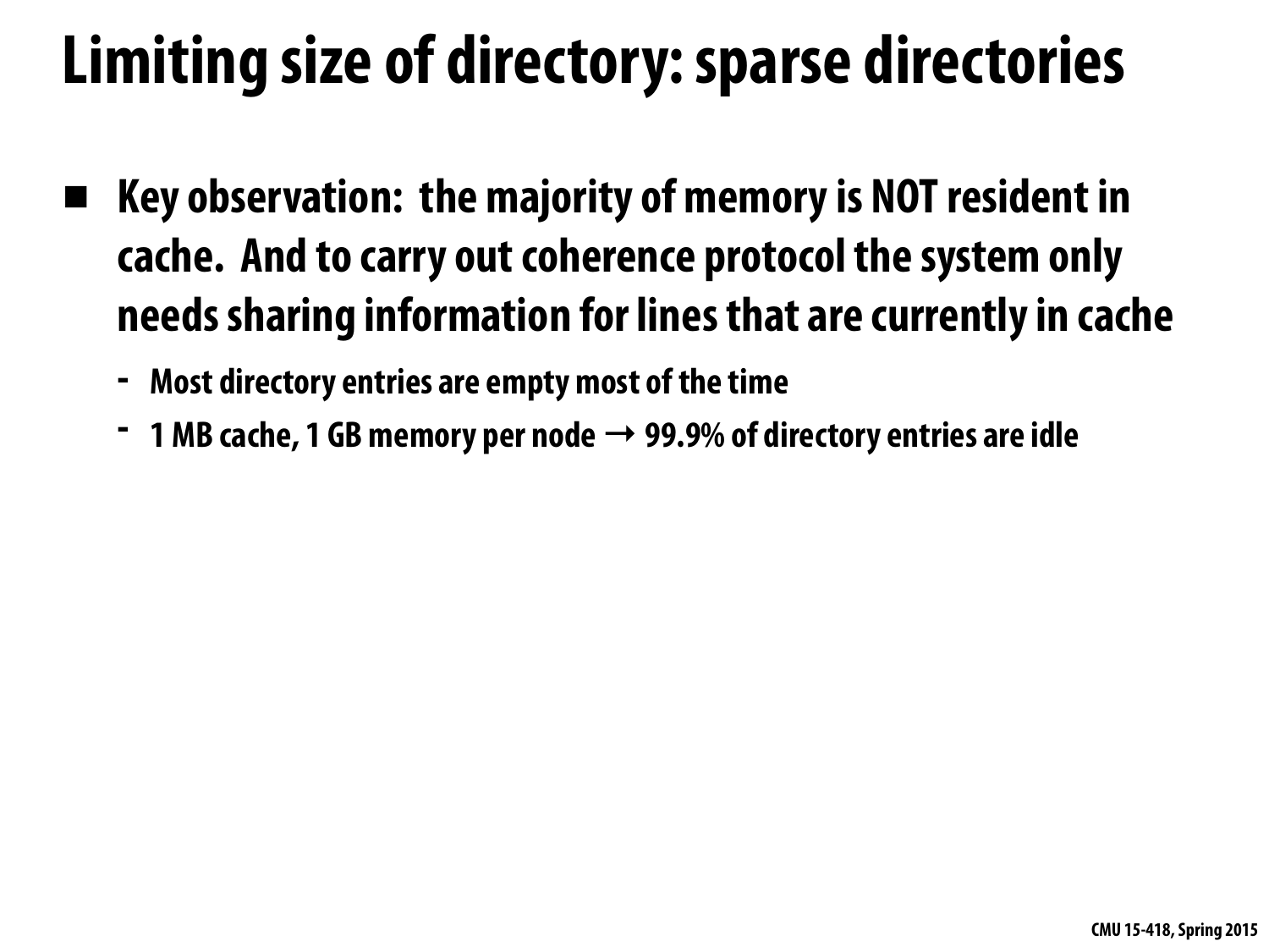# Limiting size of directory: sparse directories

- **Key observation: the majority of memory is NOT resident in cache. And to carry out coherence protocol the system only needs sharing information for lines that are currently in cache**
  - Most directory entries are empty most of the time
  - 1 MB cache, 1 GB memory per node → 99.9% of directory entries are idle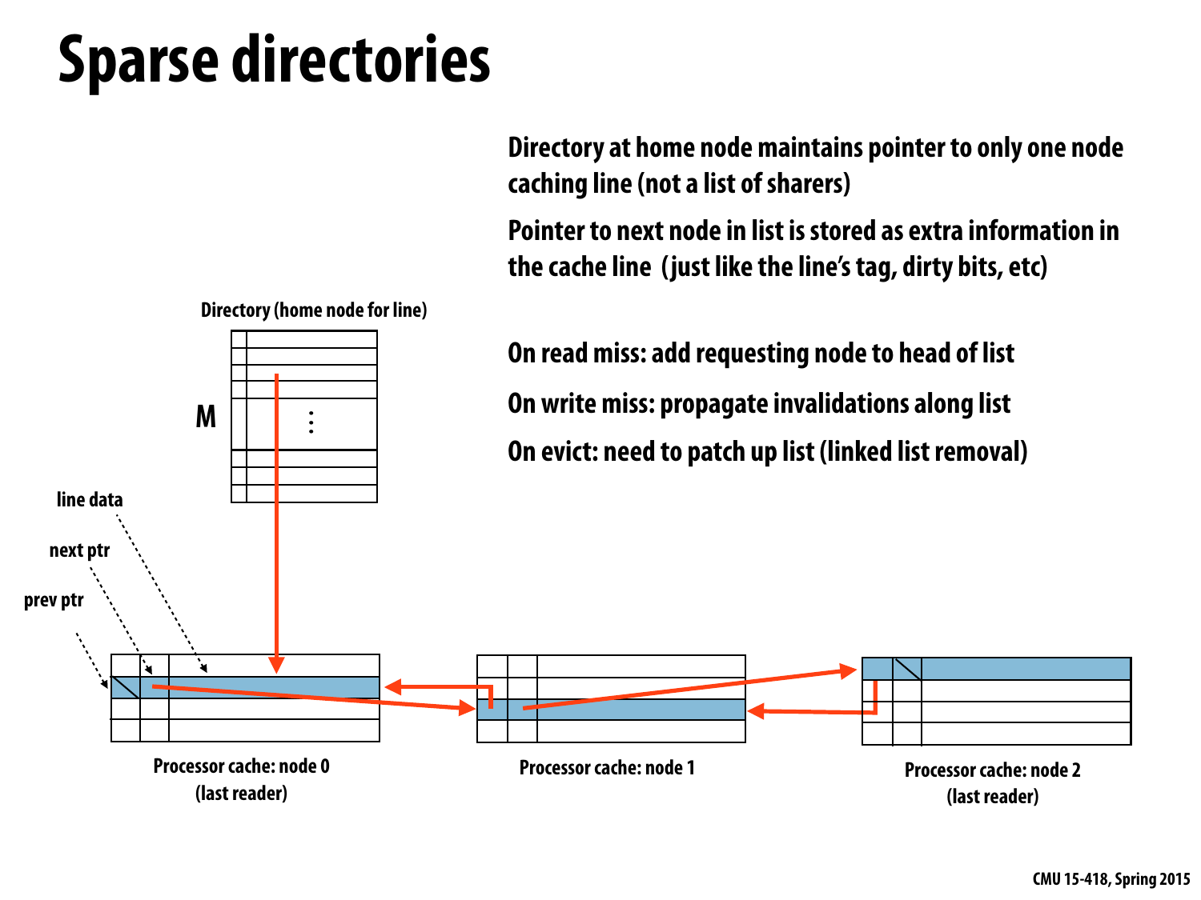# Sparse directories

Directory at home node maintains pointer to only one node caching line (not a list of sharers)

Pointer to next node in list is stored as extra information in the cache line (just like the line's tag, dirty bits, etc)

On read miss: add requesting node to head of list

On write miss: propagate invalidations along list

On evict: need to patch up list (linked list removal)

Directory (home node for line)

M

line data

next ptr

prev ptr

Processor cache: node 0 (last reader)

Processor cache: node 1

Processor cache: node 2 (last reader)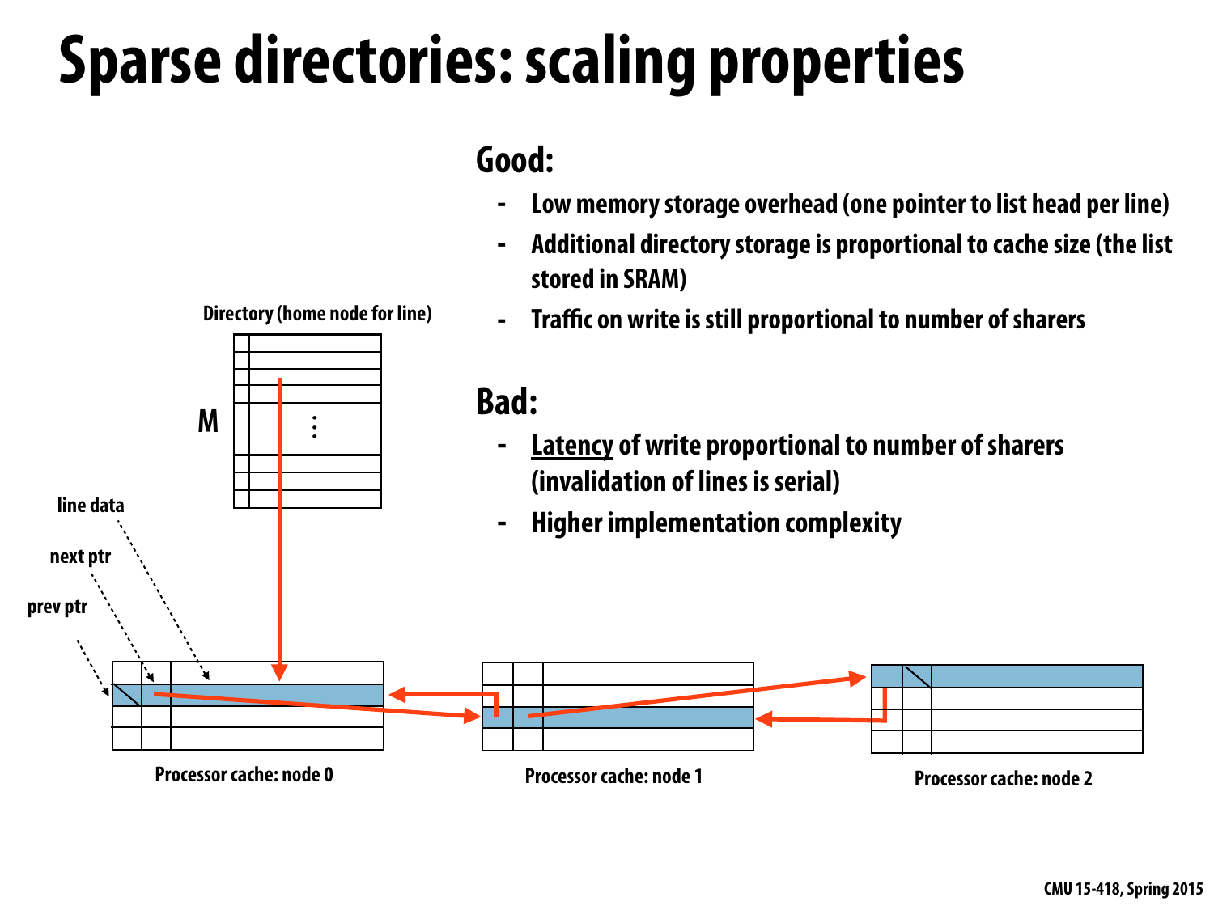# Sparse directories: scaling properties

**Good:**

- Low memory storage overhead (one pointer to list head per line)
- Additional directory storage is proportional to cache size (the list stored in SRAM)
- Traffic on write is still proportional to number of sharers

**Bad:**

- Latency of write proportional to number of sharers (invalidation of lines is serial)
- Higher implementation complexity

Directory (home node for line)

M

line data

next ptr

prev ptr

Processor cache: node 0

Processor cache: node 1

Processor cache: node 2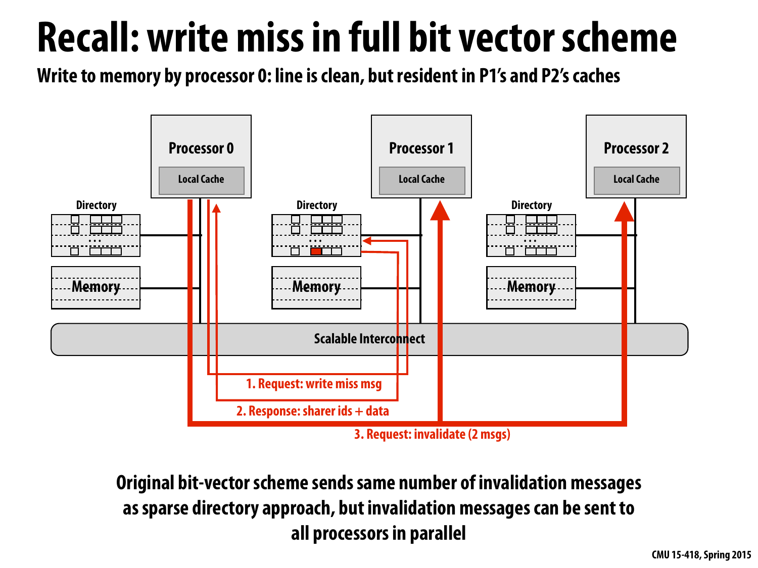# Recall: write miss in full bit vector scheme

**Write to memory by processor 0: line is clean, but resident in P1's and P2's caches**

Processor 0 — Local Cache
Processor 1 — Local Cache
Processor 2 — Local Cache

Directory / Memory (per node)

Scalable Interconnect

1. Request: write miss msg
2. Response: sharer ids + data
3. Request: invalidate (2 msgs)

**Original bit-vector scheme sends same number of invalidation messages as sparse directory approach, but invalidation messages can be sent to all processors in parallel**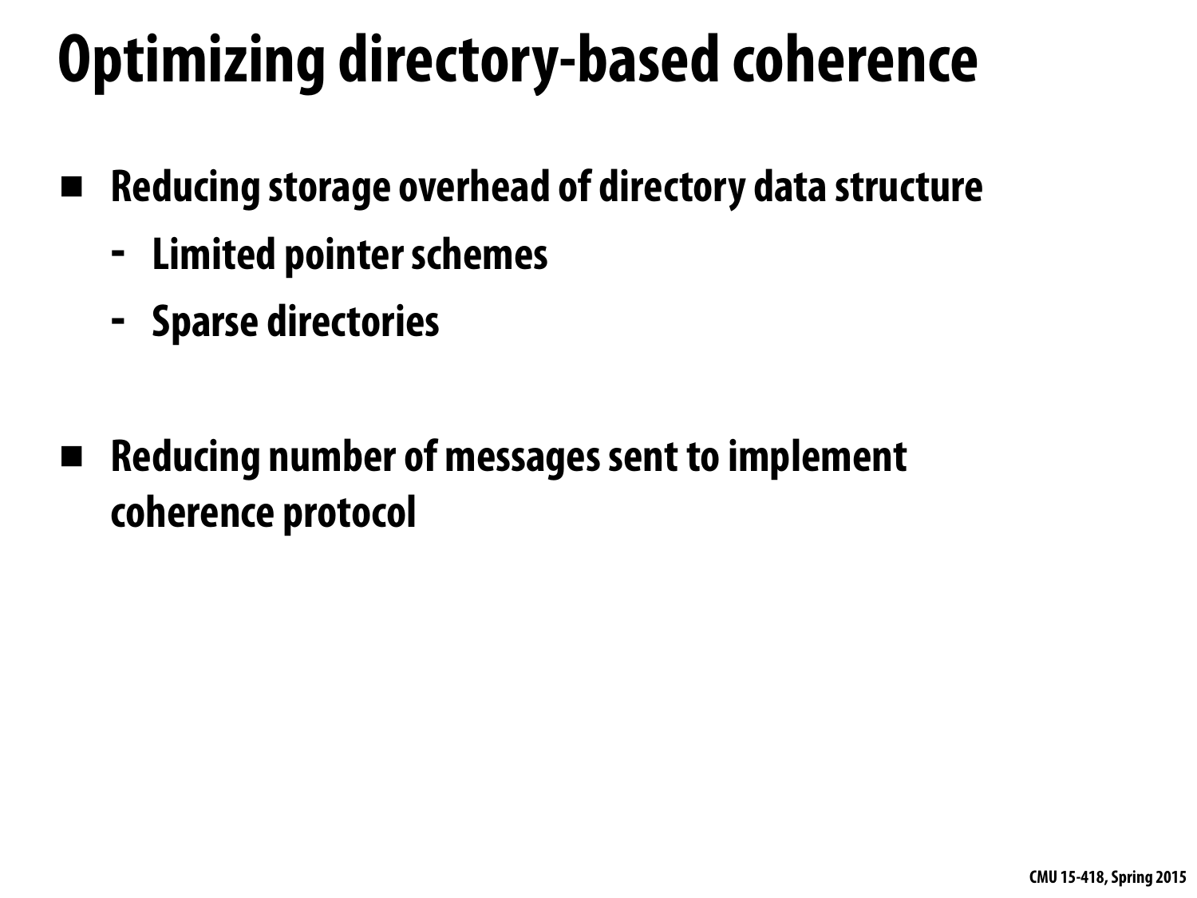# Optimizing directory-based coherence

- **Reducing storage overhead of directory data structure**
  - **Limited pointer schemes**
  - **Sparse directories**

- **Reducing number of messages sent to implement coherence protocol**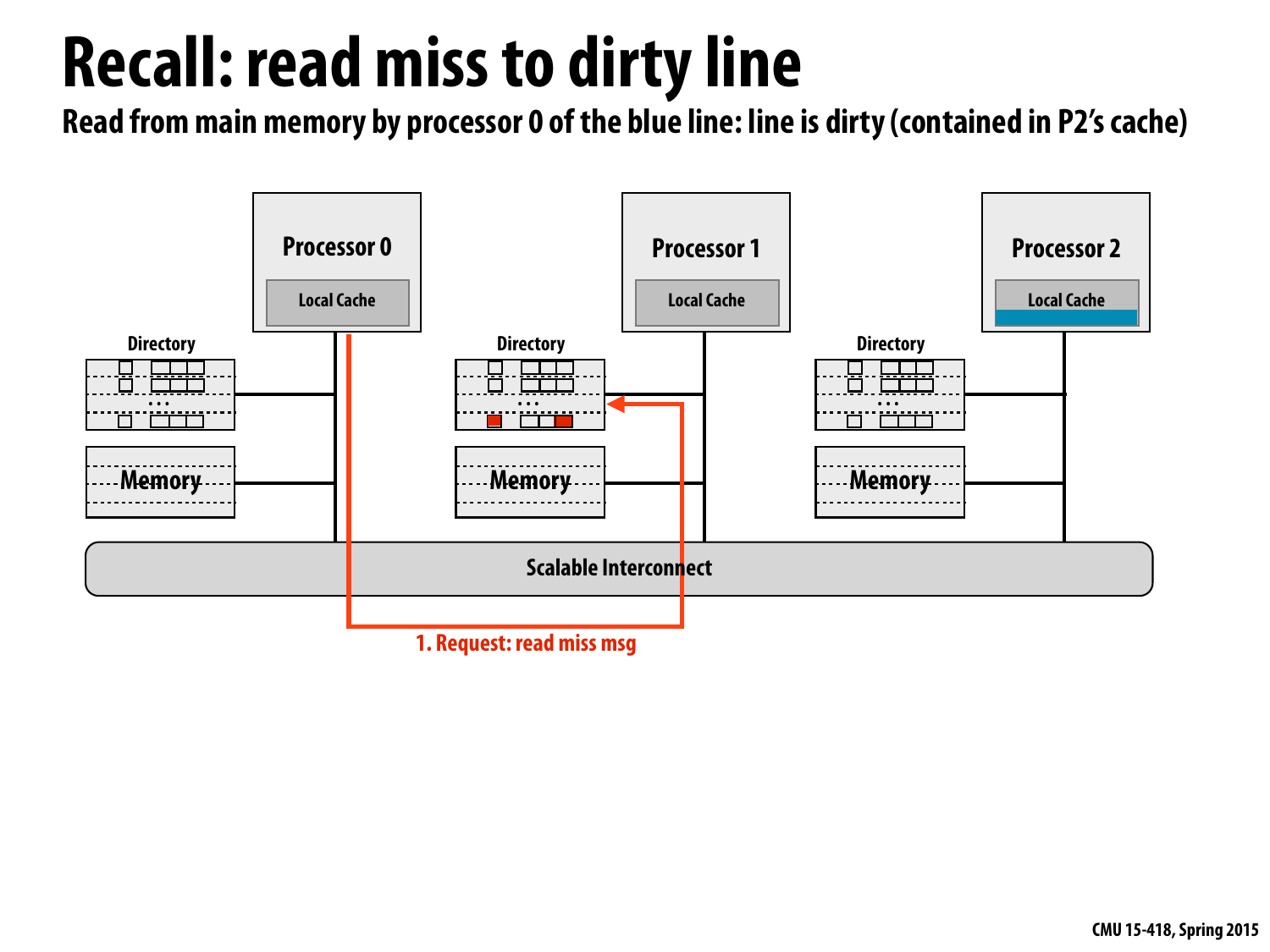# Recall: read miss to dirty line

**Read from main memory by processor 0 of the blue line: line is dirty (contained in P2's cache)**

Processor 0

Local Cache

Processor 1

Local Cache

Processor 2

Local Cache

Directory

Memory

Directory

Memory

Directory

Memory

Scalable Interconnect

1. Request: read miss msg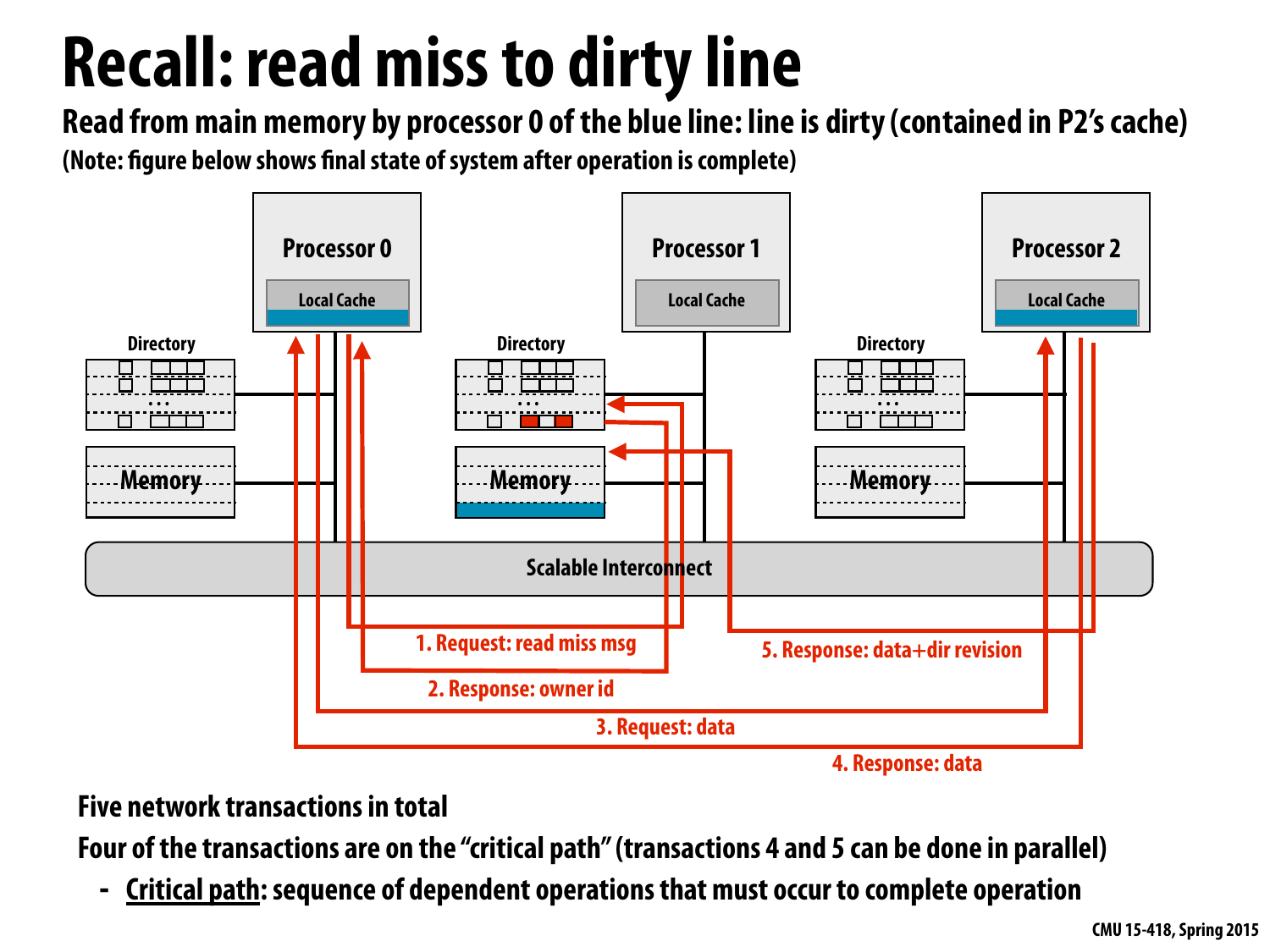# Recall: read miss to dirty line

**Read from main memory by processor 0 of the blue line: line is dirty (contained in P2's cache)**

**(Note: figure below shows final state of system after operation is complete)**

Processor 0 — Local Cache
Processor 1 — Local Cache
Processor 2 — Local Cache

Directory — Memory
Directory — Memory
Directory — Memory

Scalable Interconnect

1. Request: read miss msg
2. Response: owner id
3. Request: data
4. Response: data
5. Response: data+dir revision

**Five network transactions in total**

**Four of the transactions are on the "critical path" (transactions 4 and 5 can be done in parallel)**

- **Critical path**: sequence of dependent operations that must occur to complete operation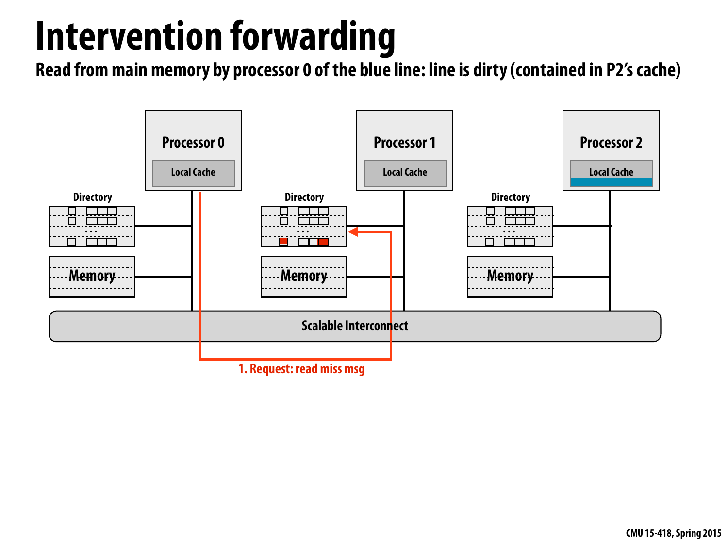# Intervention forwarding

**Read from main memory by processor 0 of the blue line: line is dirty (contained in P2's cache)**

Processor 0 — Local Cache

Processor 1 — Local Cache

Processor 2 — Local Cache

Directory

Memory

Directory

Memory

Directory

Memory

Scalable Interconnect

1. Request: read miss msg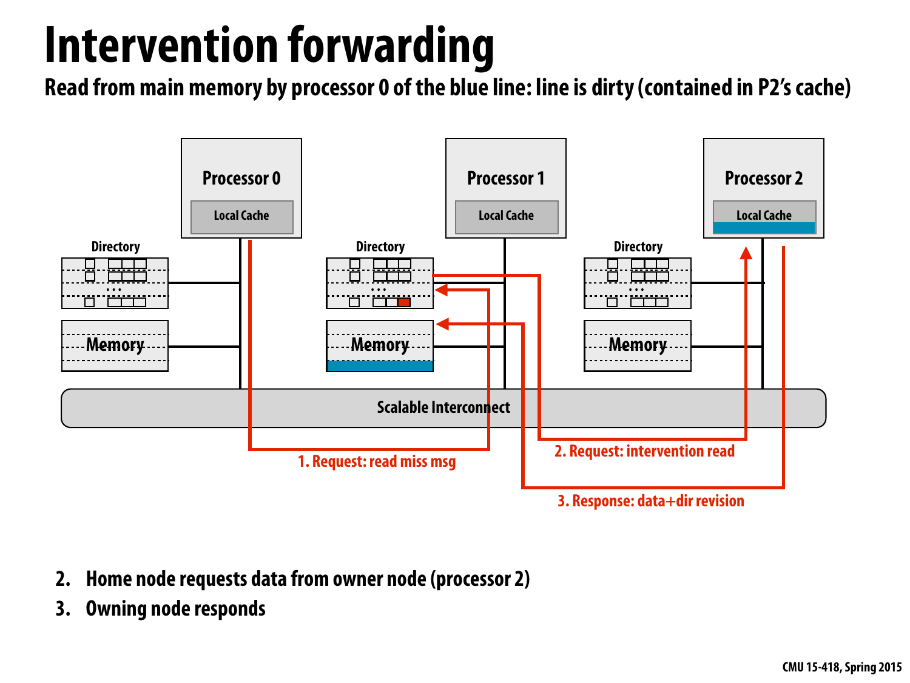# Intervention forwarding

**Read from main memory by processor 0 of the blue line: line is dirty (contained in P2's cache)**

Processor 0 — Local Cache | Processor 1 — Local Cache | Processor 2 — Local Cache

Directory / Memory (per node)

Scalable Interconnect

1. Request: read miss msg
2. Request: intervention read
3. Response: data+dir revision

2. Home node requests data from owner node (processor 2)
3. Owning node responds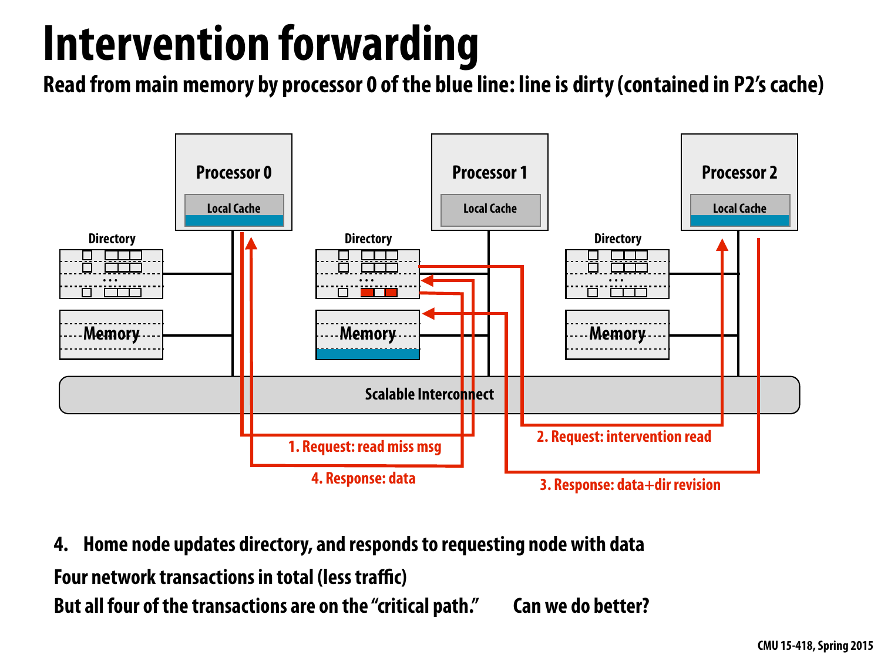# Intervention forwarding

**Read from main memory by processor 0 of the blue line: line is dirty (contained in P2's cache)**

Processor 0 — Local Cache
Processor 1 — Local Cache
Processor 2 — Local Cache

Directory — Memory (×3)

Scalable Interconnect

1. Request: read miss msg
2. Request: intervention read
3. Response: data+dir revision
4. Response: data

4. Home node updates directory, and responds to requesting node with data

Four network transactions in total (less traffic)

But all four of the transactions are on the "critical path."  Can we do better?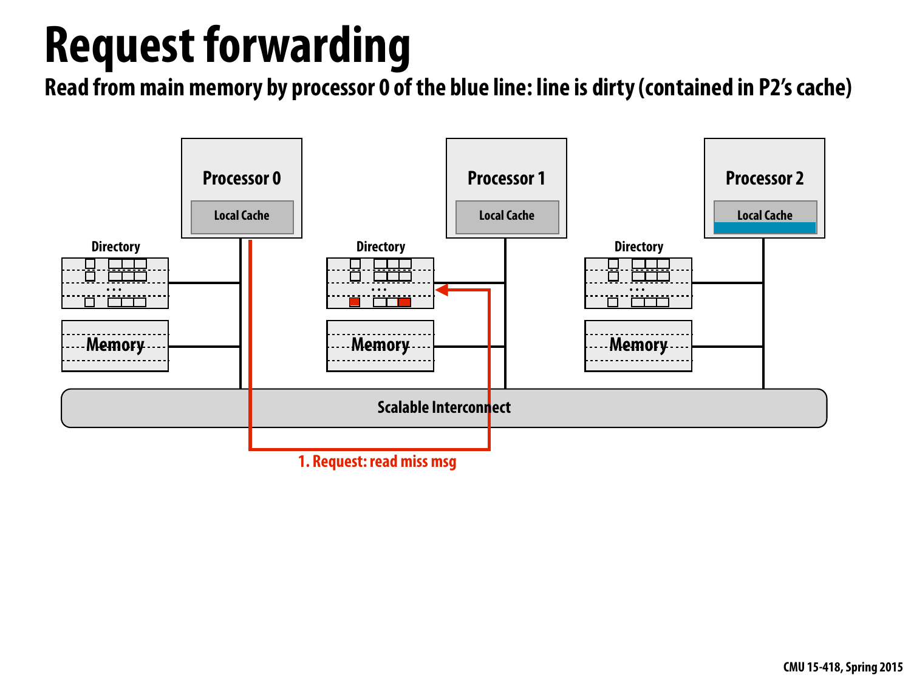# Request forwarding

**Read from main memory by processor 0 of the blue line: line is dirty (contained in P2's cache)**

Processor 0 — Local Cache

Processor 1 — Local Cache

Processor 2 — Local Cache

Directory

Memory

Scalable Interconnect

1. Request: read miss msg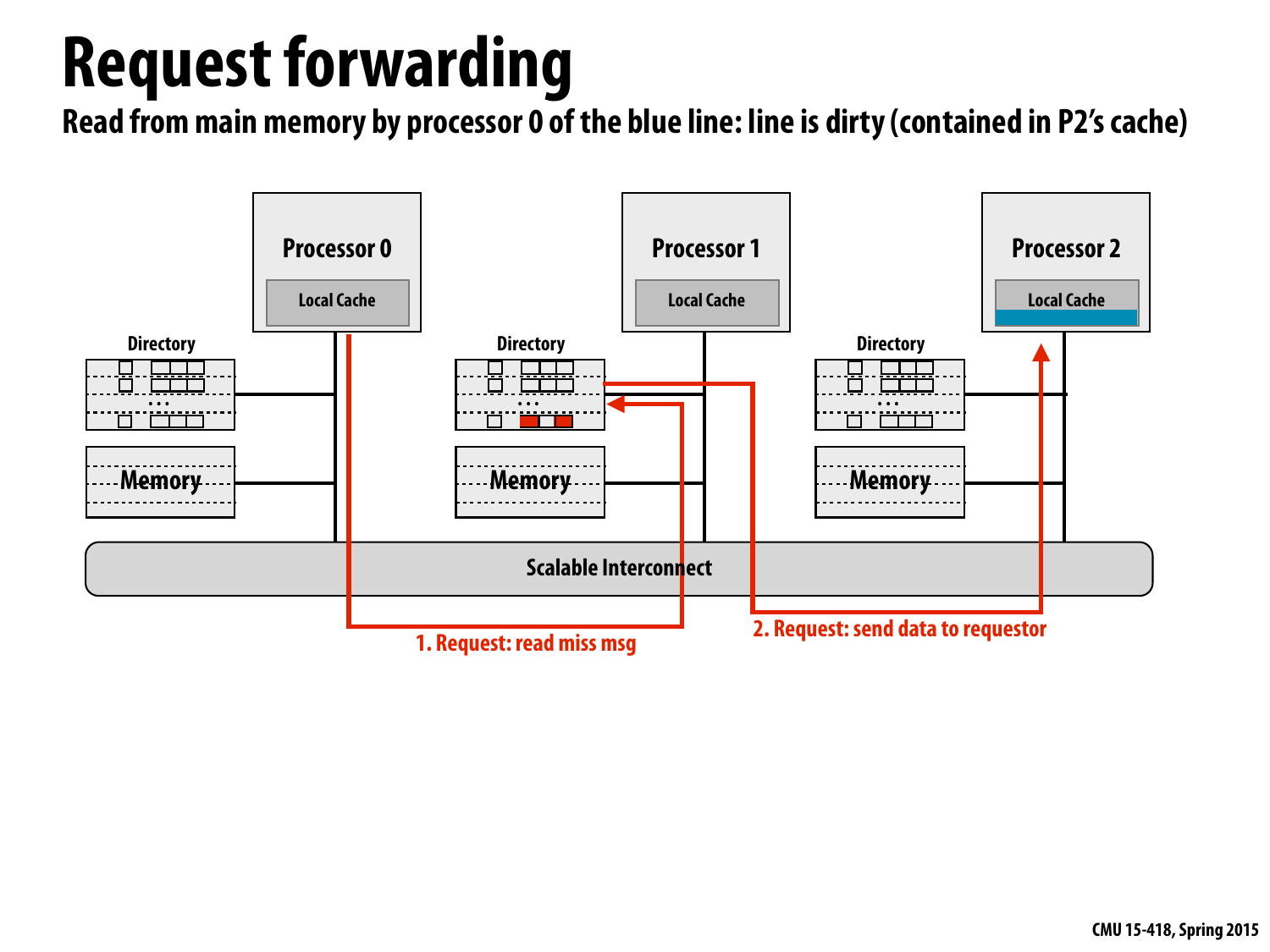# Request forwarding

**Read from main memory by processor 0 of the blue line: line is dirty (contained in P2's cache)**

Processor 0 — Local Cache

Processor 1 — Local Cache

Processor 2 — Local Cache

Directory

Memory

Scalable Interconnect

1. Request: read miss msg

2. Request: send data to requestor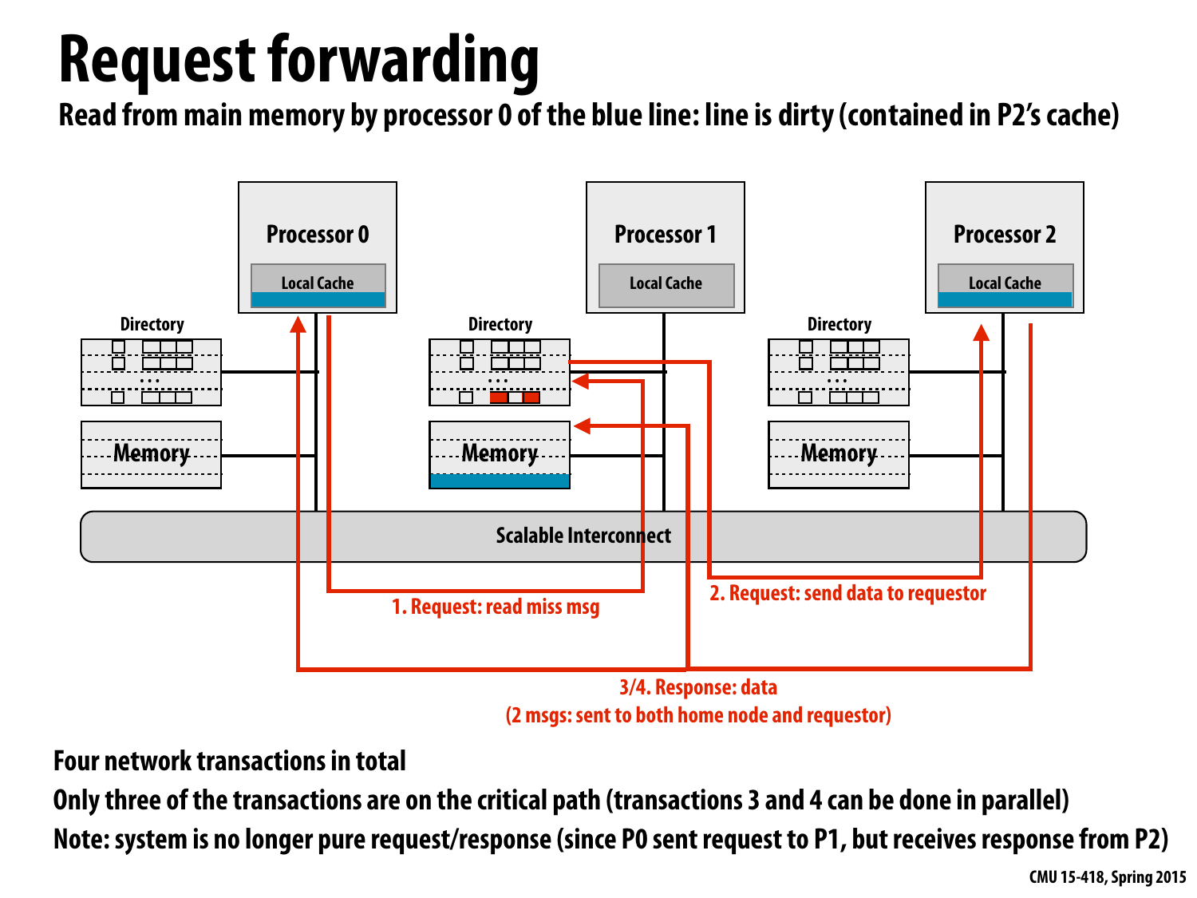# Request forwarding

**Read from main memory by processor 0 of the blue line: line is dirty (contained in P2's cache)**

Processor 0 — Local Cache

Processor 1 — Local Cache

Processor 2 — Local Cache

Directory

Memory

Scalable Interconnect

1. Request: read miss msg

2. Request: send data to requestor

3/4. Response: data
(2 msgs: sent to both home node and requestor)

Four network transactions in total

Only three of the transactions are on the critical path (transactions 3 and 4 can be done in parallel)

Note: system is no longer pure request/response (since P0 sent request to P1, but receives response from P2)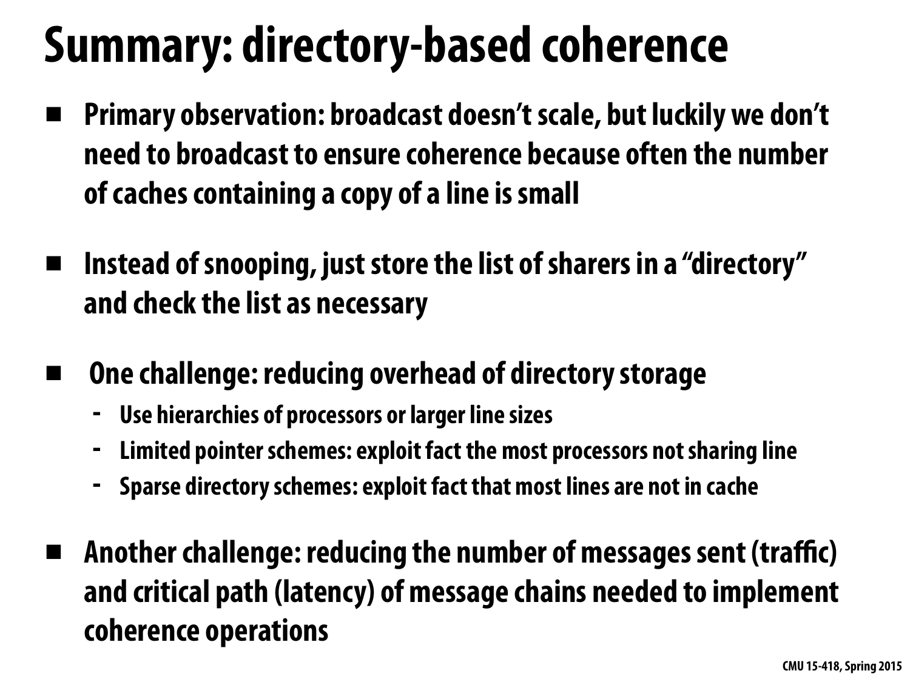# Summary: directory-based coherence

- Primary observation: broadcast doesn't scale, but luckily we don't need to broadcast to ensure coherence because often the number of caches containing a copy of a line is small

- Instead of snooping, just store the list of sharers in a "directory" and check the list as necessary

- One challenge: reducing overhead of directory storage
  - Use hierarchies of processors or larger line sizes
  - Limited pointer schemes: exploit fact the most processors not sharing line
  - Sparse directory schemes: exploit fact that most lines are not in cache

- Another challenge: reducing the number of messages sent (traffic) and critical path (latency) of message chains needed to implement coherence operations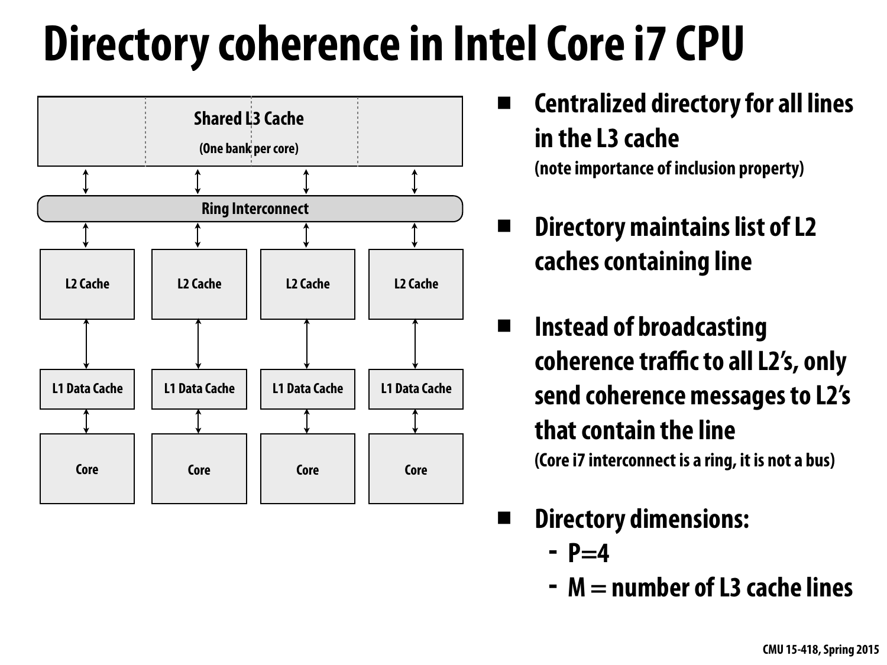# Directory coherence in Intel Core i7 CPU

Shared L3 Cache
(One bank per core)

Ring Interconnect

L2 Cache

L2 Cache

L2 Cache

L2 Cache

L1 Data Cache

L1 Data Cache

L1 Data Cache

L1 Data Cache

Core

Core

Core

Core

- **Centralized directory for all lines in the L3 cache**
  (note importance of inclusion property)
- **Directory maintains list of L2 caches containing line**
- **Instead of broadcasting coherence traffic to all L2's, only send coherence messages to L2's that contain the line**
  (Core i7 interconnect is a ring, it is not a bus)
- **Directory dimensions:**
  - P=4
  - M = number of L3 cache lines